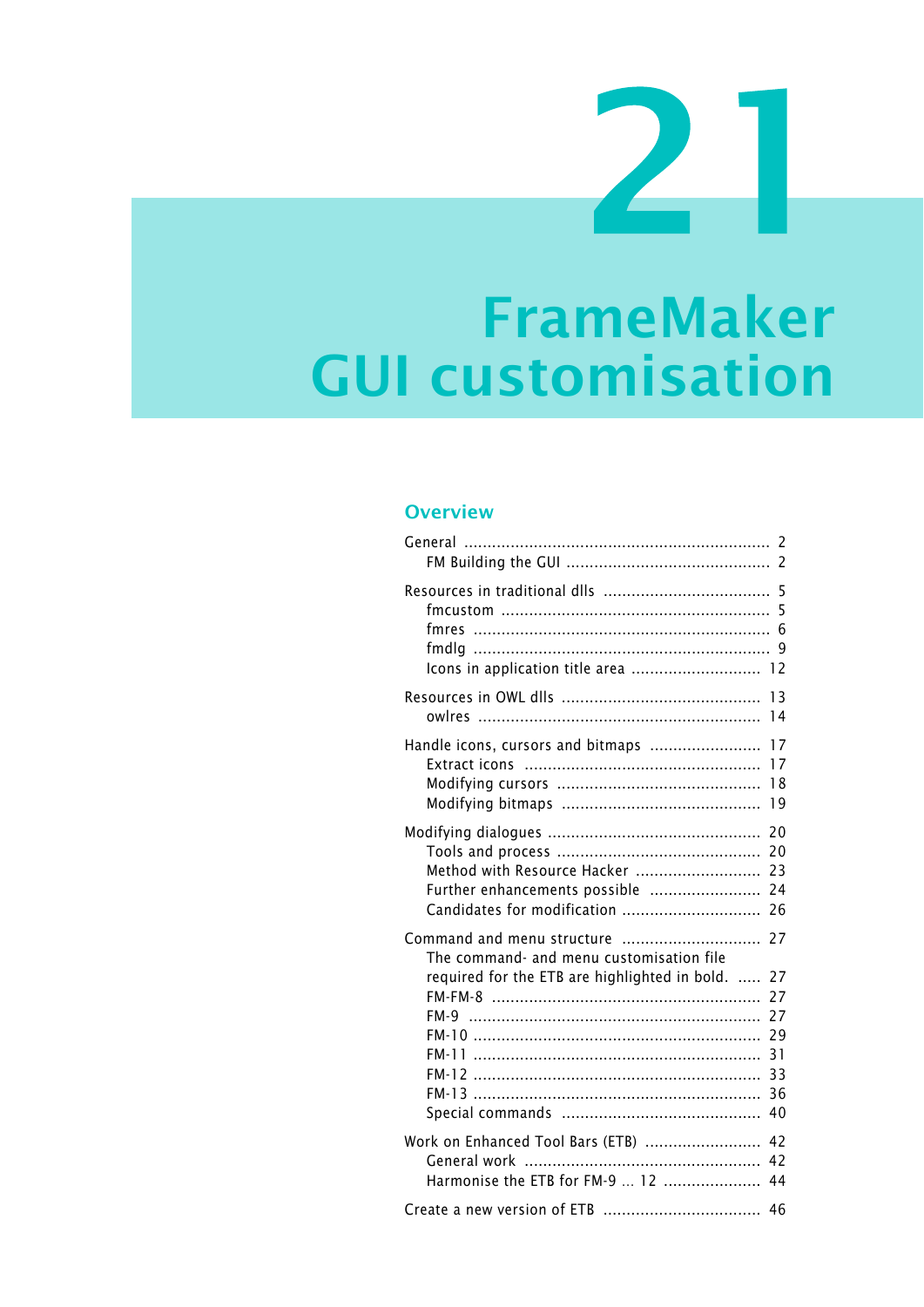# 21

# FrameMaker GUI customisation

## Overview

General .................................................................. 2
    FM Building the GUI ............................................ 2

Resources in traditional dlls .................................... 5
    fmcustom .......................................................... 5
    fmres ................................................................ 6
    fmdlg ................................................................ 9
    Icons in application title area ............................ 12

Resources in OWL dlls ........................................... 13
    owlres ............................................................. 14

Handle icons, cursors and bitmaps ........................ 17
    Extract icons .................................................... 17
    Modifying cursors ............................................ 18
    Modifying bitmaps ........................................... 19

Modifying dialogues .............................................. 20
    Tools and process ............................................ 20
    Method with Resource Hacker ........................... 23
    Further enhancements possible ........................ 24
    Candidates for modification .............................. 26

Command and menu structure .............................. 27
    The command- and menu customisation file required for the ETB are highlighted in bold. ..... 27
    FM-FM-8 .......................................................... 27
    FM-9 ................................................................ 27
    FM-10 .............................................................. 29
    FM-11 .............................................................. 31
    FM-12 .............................................................. 33
    FM-13 .............................................................. 36
    Special commands ........................................... 40

Work on Enhanced Tool Bars (ETB) ......................... 42
    General work ................................................... 42
    Harmonise the ETB for FM-9 … 12 ...................... 44

Create a new version of ETB .................................. 46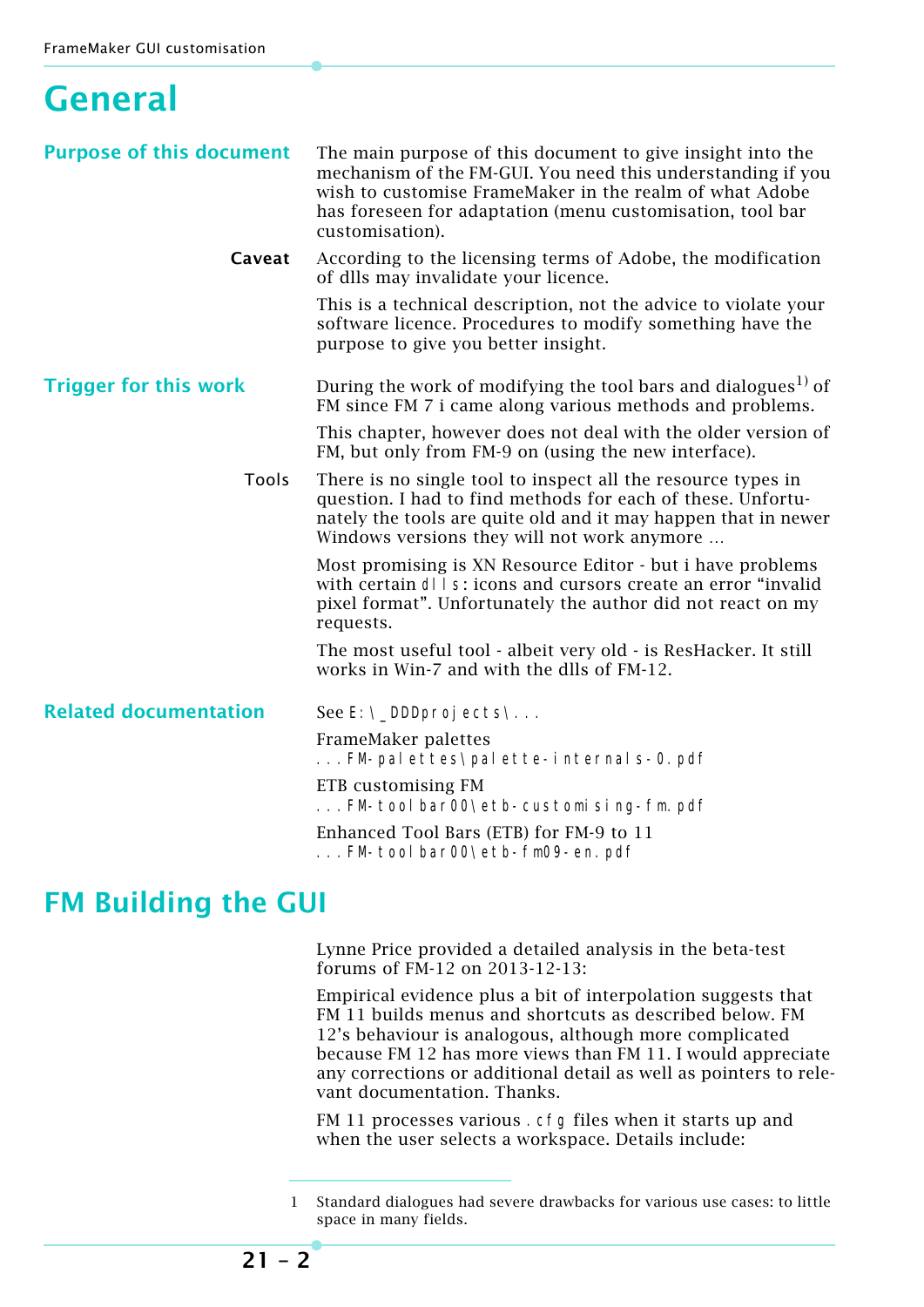# General

## Purpose of this document

The main purpose of this document to give insight into the mechanism of the FM-GUI. You need this understanding if you wish to customise FrameMaker in the realm of what Adobe has foreseen for adaptation (menu customisation, tool bar customisation).

**Caveat**

According to the licensing terms of Adobe, the modification of dlls may invalidate your licence.

This is a technical description, not the advice to violate your software licence. Procedures to modify something have the purpose to give you better insight.

## Trigger for this work

During the work of modifying the tool bars and dialogues[1] of FM since FM 7 i came along various methods and problems.

This chapter, however does not deal with the older version of FM, but only from FM-9 on (using the new interface).

Tools

There is no single tool to inspect all the resource types in question. I had to find methods for each of these. Unfortunately the tools are quite old and it may happen that in newer Windows versions they will not work anymore …

Most promising is XN Resource Editor - but i have problems with certain `dlls`: icons and cursors create an error “invalid pixel format”. Unfortunately the author did not react on my requests.

The most useful tool - albeit very old - is ResHacker. It still works in Win-7 and with the dlls of FM-12.

## Related documentation

See `E:\_DDDprojects\...`

FrameMaker palettes
`...FM-palettes\palette-internals-0.pdf`

ETB customising FM
`...FM-toolbar00\etb-customising-fm.pdf`

Enhanced Tool Bars (ETB) for FM-9 to 11
`...FM-toolbar00\etb-fm09-en.pdf`

# FM Building the GUI

Lynne Price provided a detailed analysis in the beta-test forums of FM-12 on 2013-12-13:

Empirical evidence plus a bit of interpolation suggests that FM 11 builds menus and shortcuts as described below. FM 12’s behaviour is analogous, although more complicated because FM 12 has more views than FM 11. I would appreciate any corrections or additional detail as well as pointers to relevant documentation. Thanks.

FM 11 processes various `.cfg` files when it starts up and when the user selects a workspace. Details include:

---

1 Standard dialogues had severe drawbacks for various use cases: to little space in many fields.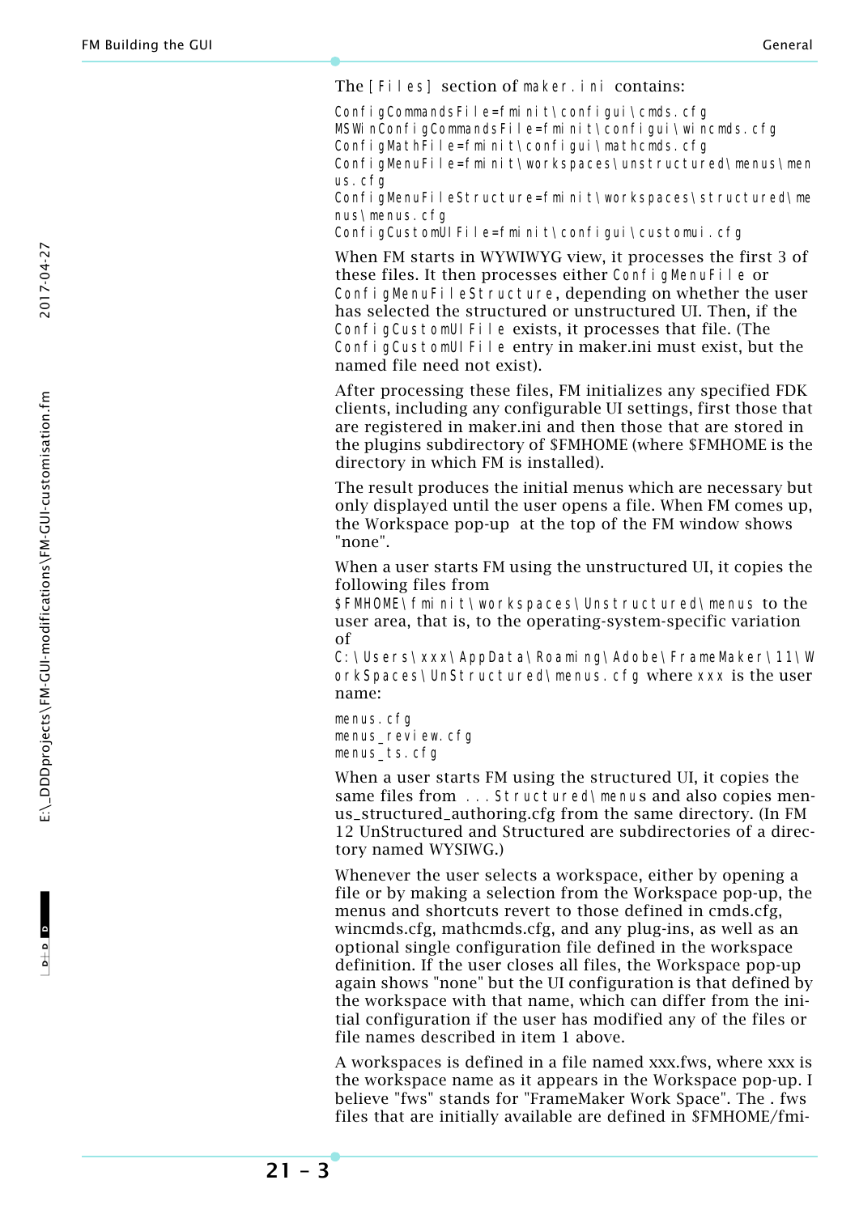The `[Files]` section of `maker.ini` contains:

```
ConfigCommandsFile=fminit\configui\cmds.cfg
MSWinConfigCommandsFile=fminit\configui\wincmds.cfg
ConfigMathFile=fminit\configui\mathcmds.cfg
ConfigMenuFile=fminit\workspaces\unstructured\menus\menus.cfg
ConfigMenuFileStructure=fminit\workspaces\structured\menus\menus.cfg
ConfigCustomUIFile=fminit\configui\customui.cfg
```

When FM starts in WYWIWYG view, it processes the first 3 of these files. It then processes either `ConfigMenuFile` or `ConfigMenuFileStructure`, depending on whether the user has selected the structured or unstructured UI. Then, if the `ConfigCustomUIFile` exists, it processes that file. (The `ConfigCustomUIFile` entry in maker.ini must exist, but the named file need not exist).

After processing these files, FM initializes any specified FDK clients, including any configurable UI settings, first those that are registered in maker.ini and then those that are stored in the plugins subdirectory of $FMHOME (where $FMHOME is the directory in which FM is installed).

The result produces the initial menus which are necessary but only displayed until the user opens a file. When FM comes up, the Workspace pop-up at the top of the FM window shows "none".

When a user starts FM using the unstructured UI, it copies the following files from `$FMHOME\fminit\workspaces\Unstructured\menus` to the user area, that is, to the operating-system-specific variation of `C:\Users\xxx\AppData\Roaming\Adobe\FrameMaker\11\WorkSpaces\UnStructured\menus.cfg` where `xxx` is the user name:

```
menus.cfg
menus_review.cfg
menus_ts.cfg
```

When a user starts FM using the structured UI, it copies the same files from `...Structured\menus` and also copies menus_structured_authoring.cfg from the same directory. (In FM 12 UnStructured and Structured are subdirectories of a directory named WYSIWG.)

Whenever the user selects a workspace, either by opening a file or by making a selection from the Workspace pop-up, the menus and shortcuts revert to those defined in cmds.cfg, wincmds.cfg, mathcmds.cfg, and any plug-ins, as well as an optional single configuration file defined in the workspace definition. If the user closes all files, the Workspace pop-up again shows "none" but the UI configuration is that defined by the workspace with that name, which can differ from the initial configuration if the user has modified any of the files or file names described in item 1 above.

A workspaces is defined in a file named xxx.fws, where xxx is the workspace name as it appears in the Workspace pop-up. I believe "fws" stands for "FrameMaker Work Space". The . fws files that are initially available are defined in $FMHOME/fmi-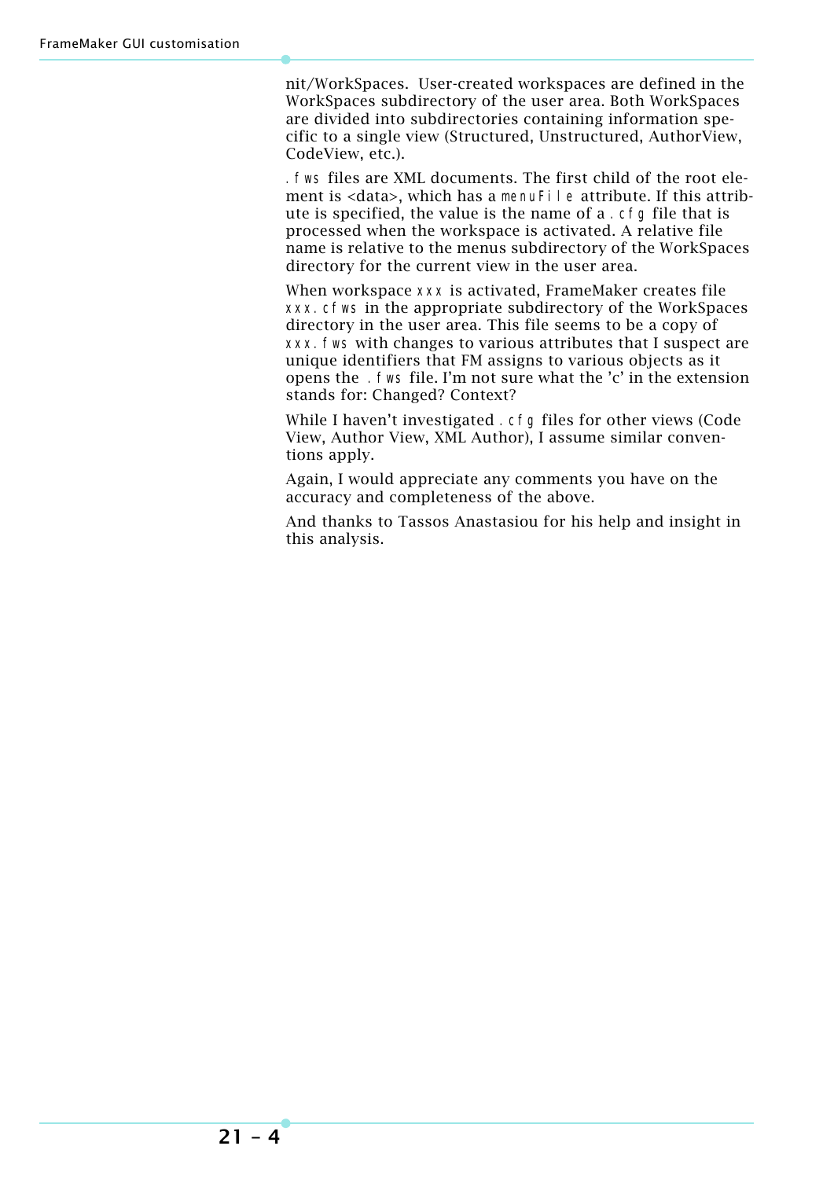nit/WorkSpaces. User-created workspaces are defined in the WorkSpaces subdirectory of the user area. Both WorkSpaces are divided into subdirectories containing information specific to a single view (Structured, Unstructured, AuthorView, CodeView, etc.).

`.fws` files are XML documents. The first child of the root element is <data>, which has a `menuFile` attribute. If this attribute is specified, the value is the name of a `.cfg` file that is processed when the workspace is activated. A relative file name is relative to the menus subdirectory of the WorkSpaces directory for the current view in the user area.

When workspace `xxx` is activated, FrameMaker creates file `xxx.cfws` in the appropriate subdirectory of the WorkSpaces directory in the user area. This file seems to be a copy of `xxx.fws` with changes to various attributes that I suspect are unique identifiers that FM assigns to various objects as it opens the `.fws` file. I'm not sure what the 'c' in the extension stands for: Changed? Context?

While I haven't investigated `.cfg` files for other views (Code View, Author View, XML Author), I assume similar conventions apply.

Again, I would appreciate any comments you have on the accuracy and completeness of the above.

And thanks to Tassos Anastasiou for his help and insight in this analysis.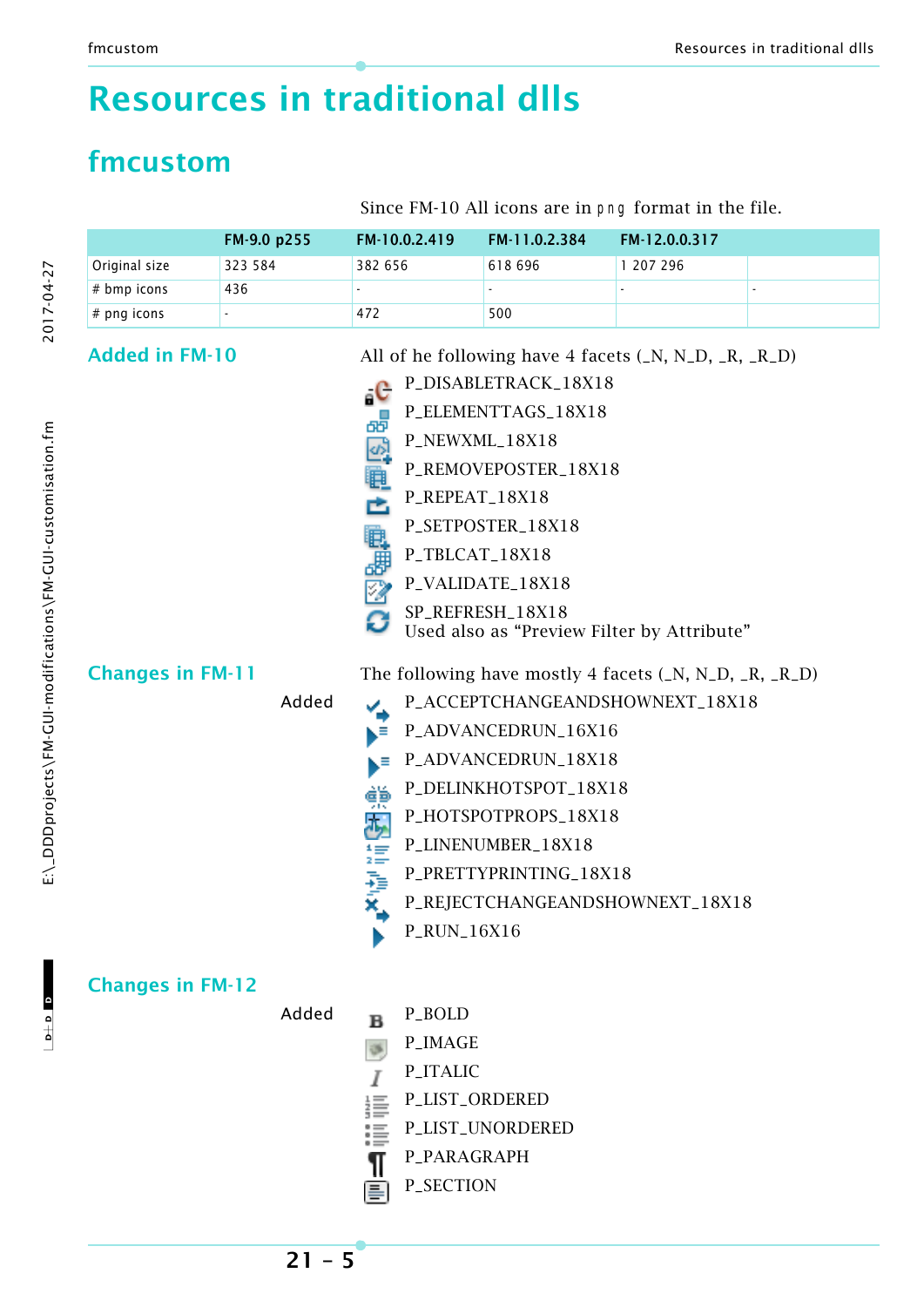# Resources in traditional dlls

## fmcustom

Since FM-10 All icons are in png format in the file.

| | FM-9.0 p255 | FM-10.0.2.419 | FM-11.0.2.384 | FM-12.0.0.317 | |
|---|---|---|---|---|---|
| Original size | 323 584 | 382 656 | 618 696 | 1 207 296 | |
| # bmp icons | 436 | - | - | - | - |
| # png icons | - | 472 | 500 | | |

### Added in FM-10

All of he following have 4 facets (_N, N_D, _R, _R_D)

P_DISABLETRACK_18X18
P_ELEMENTTAGS_18X18
P_NEWXML_18X18
P_REMOVEPOSTER_18X18
P_REPEAT_18X18
P_SETPOSTER_18X18
P_TBLCAT_18X18
P_VALIDATE_18X18
SP_REFRESH_18X18
Used also as “Preview Filter by Attribute”

### Changes in FM-11

The following have mostly 4 facets (_N, N_D, _R, _R_D)

Added

P_ACCEPTCHANGEANDSHOWNEXT_18X18
P_ADVANCEDRUN_16X16
P_ADVANCEDRUN_18X18
P_DELINKHOTSPOT_18X18
P_HOTSPOTPROPS_18X18
P_LINENUMBER_18X18
P_PRETTYPRINTING_18X18
P_REJECTCHANGEANDSHOWNEXT_18X18
P_RUN_16X16

### Changes in FM-12

Added

P_BOLD
P_IMAGE
P_ITALIC
P_LIST_ORDERED
P_LIST_UNORDERED
P_PARAGRAPH
P_SECTION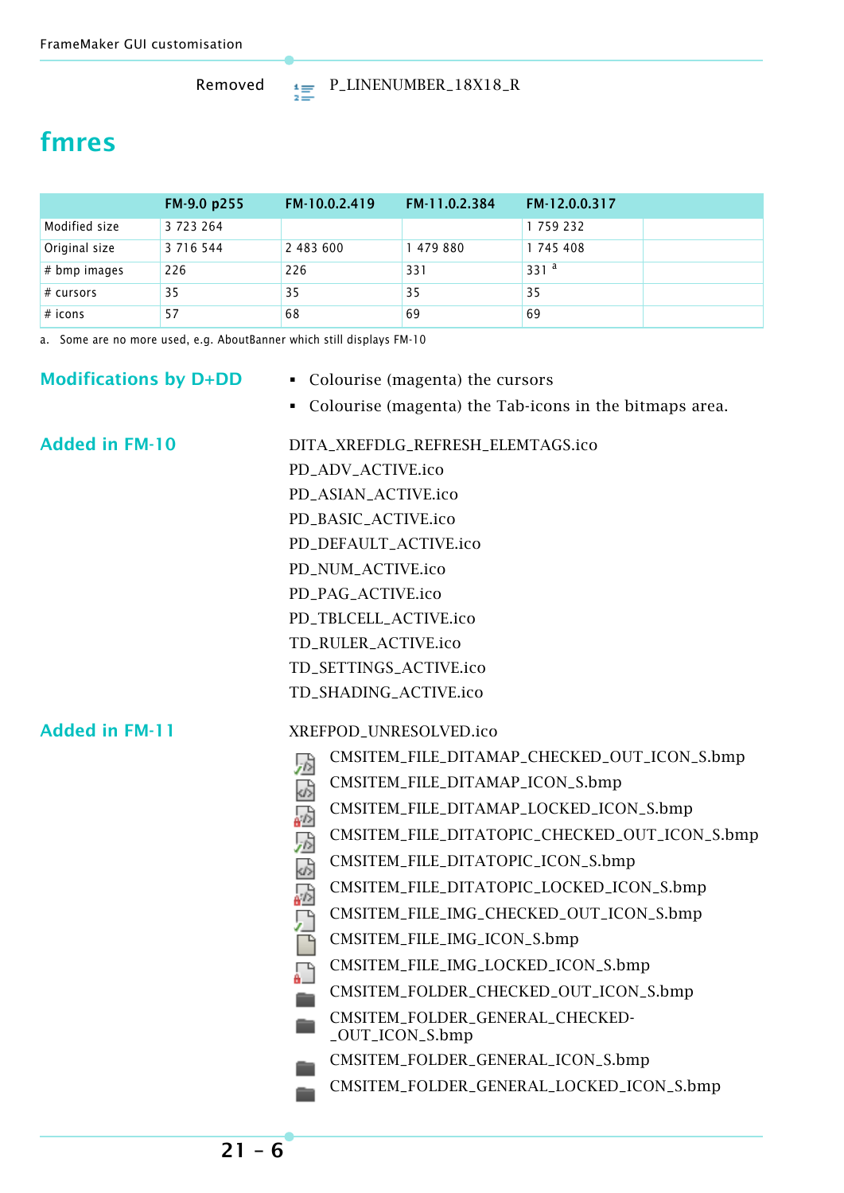Removed P_LINENUMBER_18X18_R

# fmres

| | FM-9.0 p255 | FM-10.0.2.419 | FM-11.0.2.384 | FM-12.0.0.317 | |
|---|---|---|---|---|---|
| Modified size | 3 723 264 | | | 1 759 232 | |
| Original size | 3 716 544 | 2 483 600 | 1 479 880 | 1 745 408 | |
| # bmp images | 226 | 226 | 331 | 331 [a] | |
| # cursors | 35 | 35 | 35 | 35 | |
| # icons | 57 | 68 | 69 | 69 | |

a. Some are no more used, e.g. AboutBanner which still displays FM-10

## Modifications by D+DD

- Colourise (magenta) the cursors
- Colourise (magenta) the Tab-icons in the bitmaps area.

## Added in FM-10

DITA_XREFDLG_REFRESH_ELEMTAGS.ico
PD_ADV_ACTIVE.ico
PD_ASIAN_ACTIVE.ico
PD_BASIC_ACTIVE.ico
PD_DEFAULT_ACTIVE.ico
PD_NUM_ACTIVE.ico
PD_PAG_ACTIVE.ico
PD_TBLCELL_ACTIVE.ico
TD_RULER_ACTIVE.ico
TD_SETTINGS_ACTIVE.ico
TD_SHADING_ACTIVE.ico

## Added in FM-11

XREFPOD_UNRESOLVED.ico
CMSITEM_FILE_DITAMAP_CHECKED_OUT_ICON_S.bmp
CMSITEM_FILE_DITAMAP_ICON_S.bmp
CMSITEM_FILE_DITAMAP_LOCKED_ICON_S.bmp
CMSITEM_FILE_DITATOPIC_CHECKED_OUT_ICON_S.bmp
CMSITEM_FILE_DITATOPIC_ICON_S.bmp
CMSITEM_FILE_DITATOPIC_LOCKED_ICON_S.bmp
CMSITEM_FILE_IMG_CHECKED_OUT_ICON_S.bmp
CMSITEM_FILE_IMG_ICON_S.bmp
CMSITEM_FILE_IMG_LOCKED_ICON_S.bmp
CMSITEM_FOLDER_CHECKED_OUT_ICON_S.bmp
CMSITEM_FOLDER_GENERAL_CHECKED-_OUT_ICON_S.bmp
CMSITEM_FOLDER_GENERAL_ICON_S.bmp
CMSITEM_FOLDER_GENERAL_LOCKED_ICON_S.bmp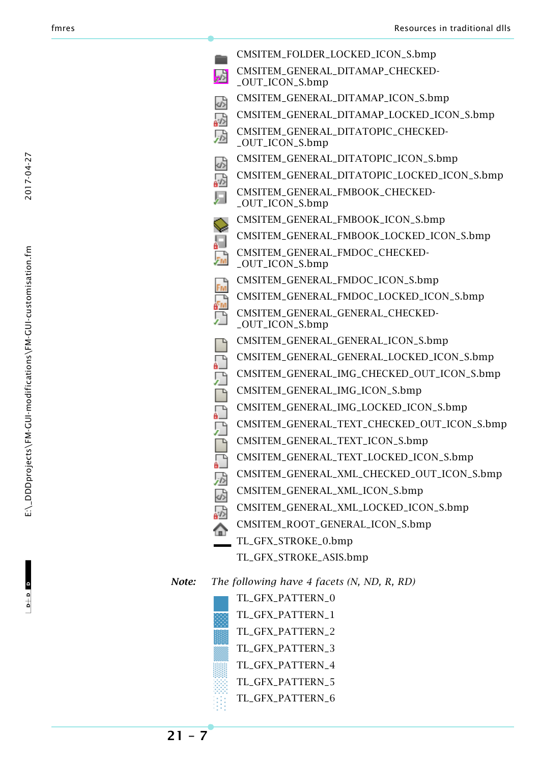CMSITEM_FOLDER_LOCKED_ICON_S.bmp
CMSITEM_GENERAL_DITAMAP_CHECKED-_OUT_ICON_S.bmp
CMSITEM_GENERAL_DITAMAP_ICON_S.bmp
CMSITEM_GENERAL_DITAMAP_LOCKED_ICON_S.bmp
CMSITEM_GENERAL_DITATOPIC_CHECKED-_OUT_ICON_S.bmp
CMSITEM_GENERAL_DITATOPIC_ICON_S.bmp
CMSITEM_GENERAL_DITATOPIC_LOCKED_ICON_S.bmp
CMSITEM_GENERAL_FMBOOK_CHECKED-_OUT_ICON_S.bmp
CMSITEM_GENERAL_FMBOOK_ICON_S.bmp
CMSITEM_GENERAL_FMBOOK_LOCKED_ICON_S.bmp
CMSITEM_GENERAL_FMDOC_CHECKED-_OUT_ICON_S.bmp
CMSITEM_GENERAL_FMDOC_ICON_S.bmp
CMSITEM_GENERAL_FMDOC_LOCKED_ICON_S.bmp
CMSITEM_GENERAL_GENERAL_CHECKED-_OUT_ICON_S.bmp
CMSITEM_GENERAL_GENERAL_ICON_S.bmp
CMSITEM_GENERAL_GENERAL_LOCKED_ICON_S.bmp
CMSITEM_GENERAL_IMG_CHECKED_OUT_ICON_S.bmp
CMSITEM_GENERAL_IMG_ICON_S.bmp
CMSITEM_GENERAL_IMG_LOCKED_ICON_S.bmp
CMSITEM_GENERAL_TEXT_CHECKED_OUT_ICON_S.bmp
CMSITEM_GENERAL_TEXT_ICON_S.bmp
CMSITEM_GENERAL_TEXT_LOCKED_ICON_S.bmp
CMSITEM_GENERAL_XML_CHECKED_OUT_ICON_S.bmp
CMSITEM_GENERAL_XML_ICON_S.bmp
CMSITEM_GENERAL_XML_LOCKED_ICON_S.bmp
CMSITEM_ROOT_GENERAL_ICON_S.bmp
TL_GFX_STROKE_0.bmp
TL_GFX_STROKE_ASIS.bmp

***Note:*** *The following have 4 facets (N, ND, R, RD)*

TL_GFX_PATTERN_0
TL_GFX_PATTERN_1
TL_GFX_PATTERN_2
TL_GFX_PATTERN_3
TL_GFX_PATTERN_4
TL_GFX_PATTERN_5
TL_GFX_PATTERN_6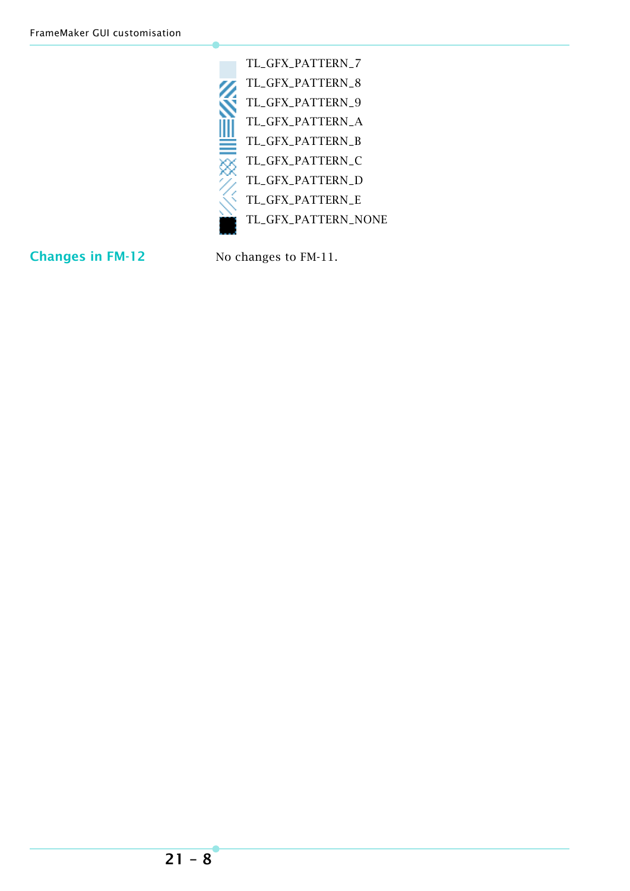- TL_GFX_PATTERN_7
- TL_GFX_PATTERN_8
- TL_GFX_PATTERN_9
- TL_GFX_PATTERN_A
- TL_GFX_PATTERN_B
- TL_GFX_PATTERN_C
- TL_GFX_PATTERN_D
- TL_GFX_PATTERN_E
- TL_GFX_PATTERN_NONE

## Changes in FM-12

No changes to FM-11.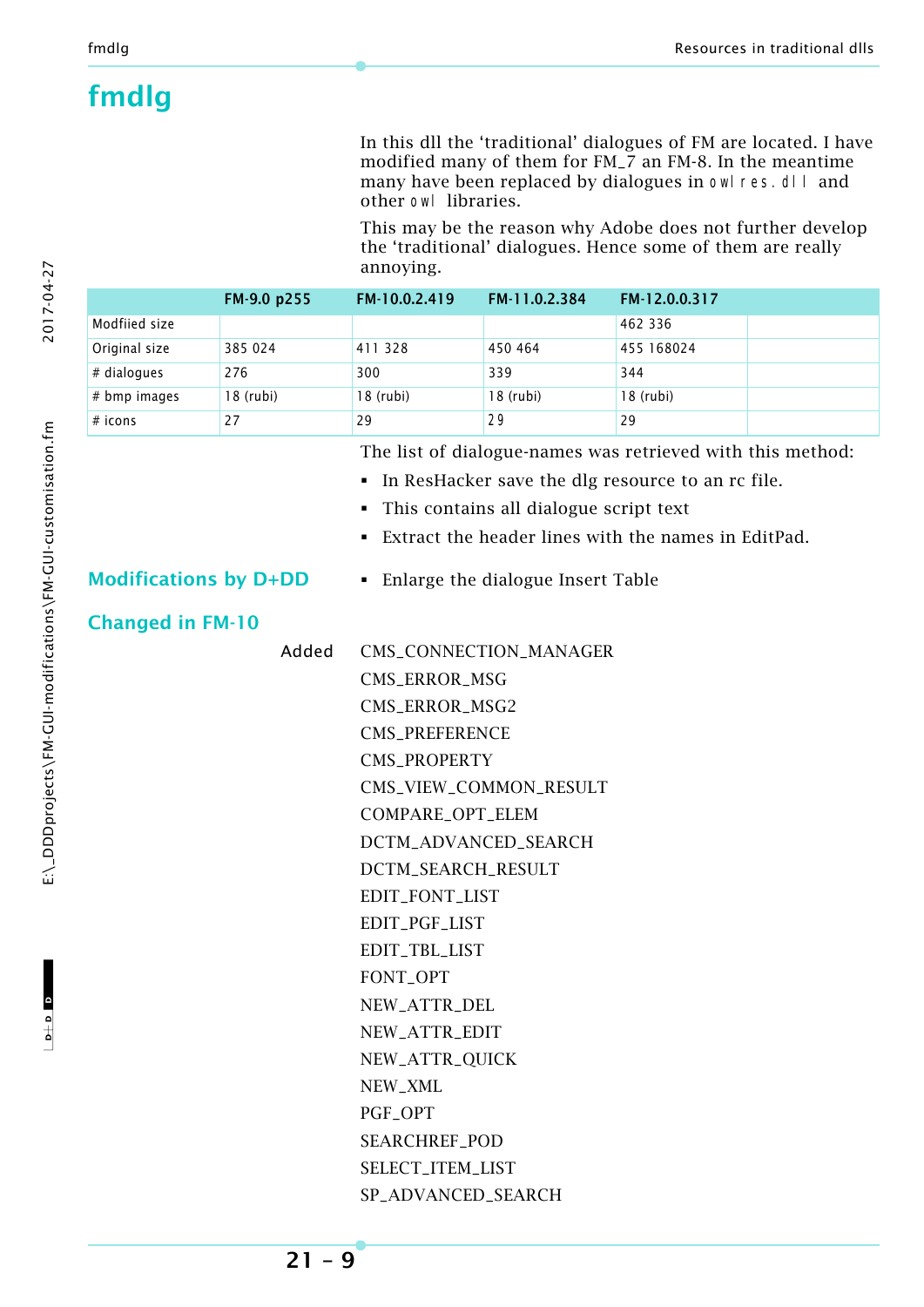# fmdlg

In this dll the 'traditional' dialogues of FM are located. I have modified many of them for FM_7 an FM-8. In the meantime many have been replaced by dialogues in owlres.dll and other owl libraries.

This may be the reason why Adobe does not further develop the 'traditional' dialogues. Hence some of them are really annoying.

| | FM-9.0 p255 | FM-10.0.2.419 | FM-11.0.2.384 | FM-12.0.0.317 | |
|---|---|---|---|---|---|
| Modfiied size | | | | 462 336 | |
| Original size | 385 024 | 411 328 | 450 464 | 455 168024 | |
| # dialogues | 276 | 300 | 339 | 344 | |
| # bmp images | 18 (rubi) | 18 (rubi) | 18 (rubi) | 18 (rubi) | |
| # icons | 27 | 29 | 29 | 29 | |

The list of dialogue-names was retrieved with this method:

- In ResHacker save the dlg resource to an rc file.
- This contains all dialogue script text
- Extract the header lines with the names in EditPad.

## Modifications by D+DD

- Enlarge the dialogue Insert Table

## Changed in FM-10

Added

CMS_CONNECTION_MANAGER
CMS_ERROR_MSG
CMS_ERROR_MSG2
CMS_PREFERENCE
CMS_PROPERTY
CMS_VIEW_COMMON_RESULT
COMPARE_OPT_ELEM
DCTM_ADVANCED_SEARCH
DCTM_SEARCH_RESULT
EDIT_FONT_LIST
EDIT_PGF_LIST
EDIT_TBL_LIST
FONT_OPT
NEW_ATTR_DEL
NEW_ATTR_EDIT
NEW_ATTR_QUICK
NEW_XML
PGF_OPT
SEARCHREF_POD
SELECT_ITEM_LIST
SP_ADVANCED_SEARCH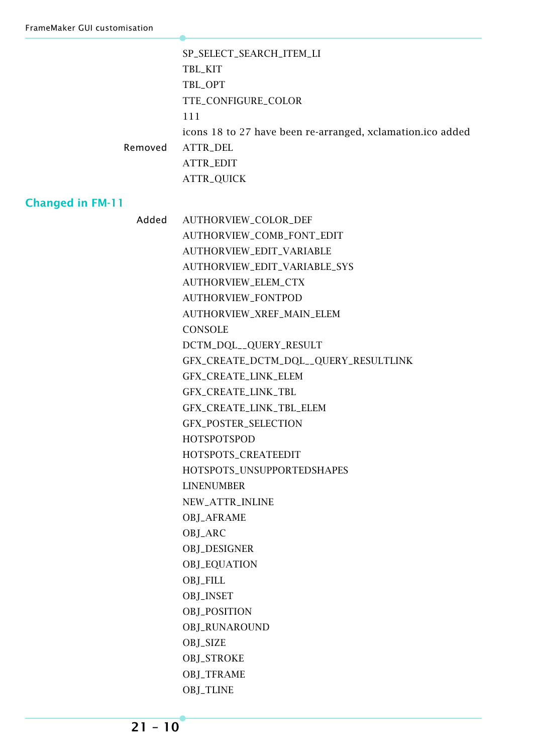SP_SELECT_SEARCH_ITEM_LI
TBL_KIT
TBL_OPT
TTE_CONFIGURE_COLOR
111
icons 18 to 27 have been re-arranged, xclamation.ico added

Removed
ATTR_DEL
ATTR_EDIT
ATTR_QUICK

## Changed in FM-11

Added
AUTHORVIEW_COLOR_DEF
AUTHORVIEW_COMB_FONT_EDIT
AUTHORVIEW_EDIT_VARIABLE
AUTHORVIEW_EDIT_VARIABLE_SYS
AUTHORVIEW_ELEM_CTX
AUTHORVIEW_FONTPOD
AUTHORVIEW_XREF_MAIN_ELEM
CONSOLE
DCTM_DQL__QUERY_RESULT
GFX_CREATE_DCTM_DQL__QUERY_RESULTLINK
GFX_CREATE_LINK_ELEM
GFX_CREATE_LINK_TBL
GFX_CREATE_LINK_TBL_ELEM
GFX_POSTER_SELECTION
HOTSPOTSPOD
HOTSPOTS_CREATEEDIT
HOTSPOTS_UNSUPPORTEDSHAPES
LINENUMBER
NEW_ATTR_INLINE
OBJ_AFRAME
OBJ_ARC
OBJ_DESIGNER
OBJ_EQUATION
OBJ_FILL
OBJ_INSET
OBJ_POSITION
OBJ_RUNAROUND
OBJ_SIZE
OBJ_STROKE
OBJ_TFRAME
OBJ_TLINE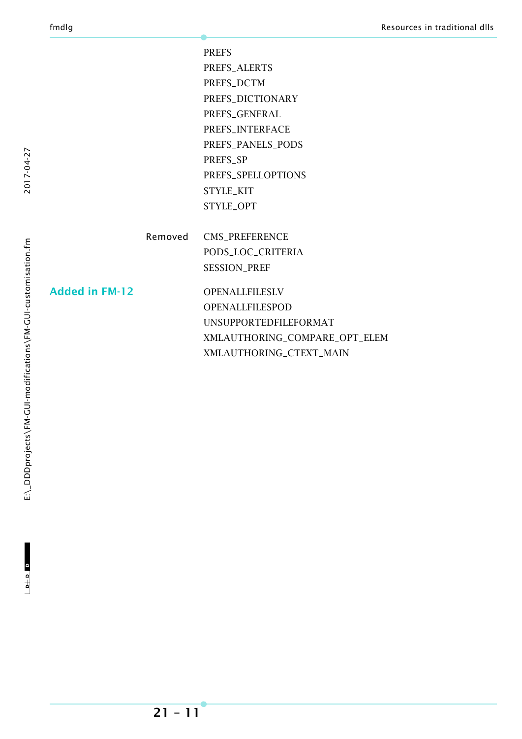PREFS
PREFS_ALERTS
PREFS_DCTM
PREFS_DICTIONARY
PREFS_GENERAL
PREFS_INTERFACE
PREFS_PANELS_PODS
PREFS_SP
PREFS_SPELLOPTIONS
STYLE_KIT
STYLE_OPT

Removed

CMS_PREFERENCE
PODS_LOC_CRITERIA
SESSION_PREF

## Added in FM-12

OPENALLFILESLV
OPENALLFILESPOD
UNSUPPORTEDFILEFORMAT
XMLAUTHORING_COMPARE_OPT_ELEM
XMLAUTHORING_CTEXT_MAIN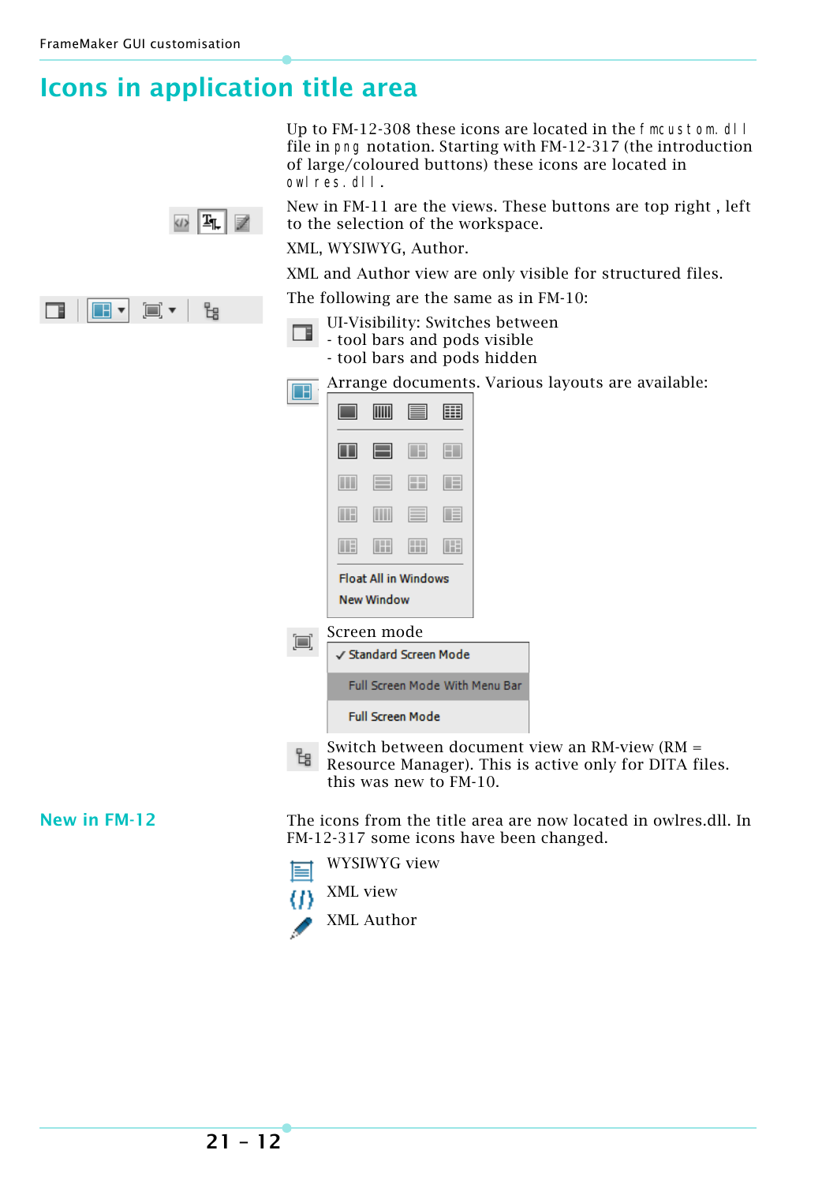# Icons in application title area

Up to FM-12-308 these icons are located in the fmcustom.dll file in png notation. Starting with FM-12-317 (the introduction of large/coloured buttons) these icons are located in owlres.dll.

New in FM-11 are the views. These buttons are top right , left to the selection of the workspace.

XML, WYSIWYG, Author.

XML and Author view are only visible for structured files.

The following are the same as in FM-10:

UI-Visibility: Switches between
- tool bars and pods visible
- tool bars and pods hidden

Arrange documents. Various layouts are available:

Float All in Windows
New Window

Screen mode

✓ Standard Screen Mode
Full Screen Mode With Menu Bar
Full Screen Mode

Switch between document view an RM-view (RM = Resource Manager). This is active only for DITA files. this was new to FM-10.

## New in FM-12

The icons from the title area are now located in owlres.dll. In FM-12-317 some icons have been changed.

WYSIWYG view

XML view

XML Author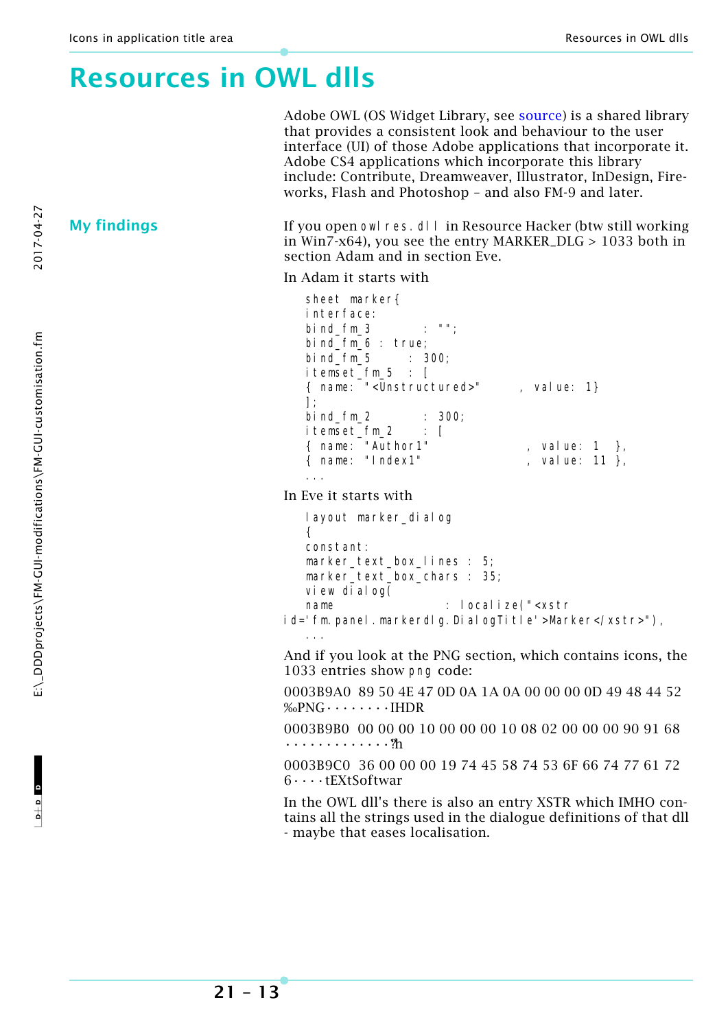# Resources in OWL dlls

Adobe OWL (OS Widget Library, see source) is a shared library that provides a consistent look and behaviour to the user interface (UI) of those Adobe applications that incorporate it. Adobe CS4 applications which incorporate this library include: Contribute, Dreamweaver, Illustrator, InDesign, Fireworks, Flash and Photoshop – and also FM-9 and later.

## My findings

If you open `owlres.dll` in Resource Hacker (btw still working in Win7-x64), you see the entry MARKER_DLG > 1033 both in section Adam and in section Eve.

In Adam it starts with

```
sheet marker{
interface:
bind_fm_3        : "";
bind_fm_6 : true;
bind_fm_5      : 300;
itemset_fm_5   : [
{ name: "<Unstructured>"      , value: 1}
];
bind_fm_2        : 300;
itemset_fm_2     : [
{ name: "Author1"              , value: 1  },
{ name: "Index1"               , value: 11 },
...
```

In Eve it starts with

```
layout marker_dialog
{
constant:
marker_text_box_lines : 5;
marker_text_box_chars : 35;
view dialog(
name                 : localize("<xstr
id='fm.panel.markerdlg.DialogTitle'>Marker</xstr>"),
...
```

And if you look at the PNG section, which contains icons, the 1033 entries show `png` code:

0003B9A0  89 50 4E 47 0D 0A 1A 0A 00 00 00 0D 49 48 44 52 ‰PNG········IHDR

0003B9B0  00 00 00 10 00 00 00 10 08 02 00 00 00 90 91 68 ·············?h

0003B9C0  36 00 00 00 19 74 45 58 74 53 6F 66 74 77 61 72 6····tEXtSoftwar

In the OWL dll's there is also an entry XSTR which IMHO contains all the strings used in the dialogue definitions of that dll - maybe that eases localisation.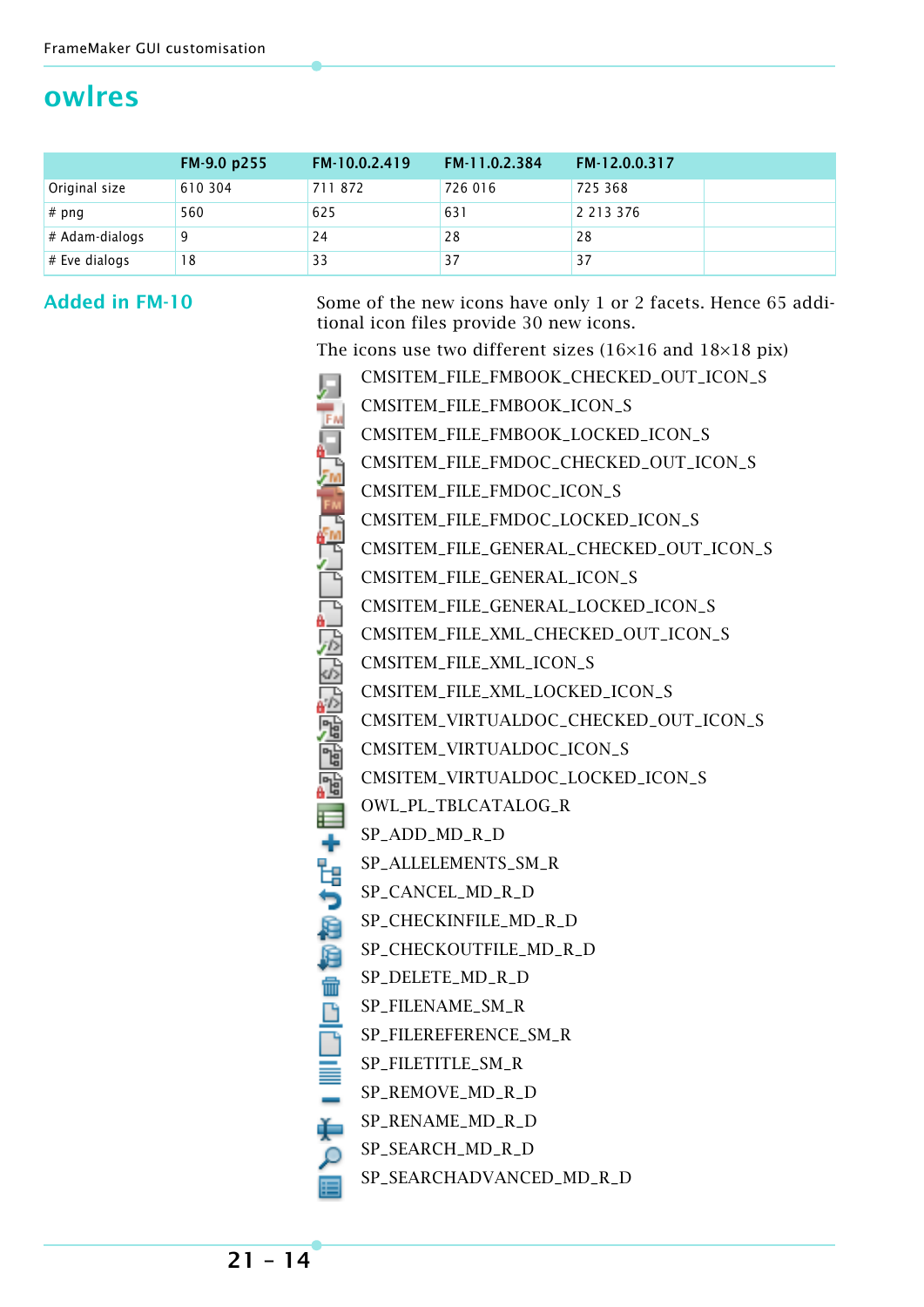# owlres

| | FM-9.0 p255 | FM-10.0.2.419 | FM-11.0.2.384 | FM-12.0.0.317 | |
|---|---|---|---|---|---|
| Original size | 610 304 | 711 872 | 726 016 | 725 368 | |
| # png | 560 | 625 | 631 | 2 213 376 | |
| # Adam-dialogs | 9 | 24 | 28 | 28 | |
| # Eve dialogs | 18 | 33 | 37 | 37 | |

## Added in FM-10

Some of the new icons have only 1 or 2 facets. Hence 65 additional icon files provide 30 new icons.

The icons use two different sizes (16×16 and 18×18 pix)

CMSITEM_FILE_FMBOOK_CHECKED_OUT_ICON_S
CMSITEM_FILE_FMBOOK_ICON_S
CMSITEM_FILE_FMBOOK_LOCKED_ICON_S
CMSITEM_FILE_FMDOC_CHECKED_OUT_ICON_S
CMSITEM_FILE_FMDOC_ICON_S
CMSITEM_FILE_FMDOC_LOCKED_ICON_S
CMSITEM_FILE_GENERAL_CHECKED_OUT_ICON_S
CMSITEM_FILE_GENERAL_ICON_S
CMSITEM_FILE_GENERAL_LOCKED_ICON_S
CMSITEM_FILE_XML_CHECKED_OUT_ICON_S
CMSITEM_FILE_XML_ICON_S
CMSITEM_FILE_XML_LOCKED_ICON_S
CMSITEM_VIRTUALDOC_CHECKED_OUT_ICON_S
CMSITEM_VIRTUALDOC_ICON_S
CMSITEM_VIRTUALDOC_LOCKED_ICON_S
OWL_PL_TBLCATALOG_R
SP_ADD_MD_R_D
SP_ALLELEMENTS_SM_R
SP_CANCEL_MD_R_D
SP_CHECKINFILE_MD_R_D
SP_CHECKOUTFILE_MD_R_D
SP_DELETE_MD_R_D
SP_FILENAME_SM_R
SP_FILEREFERENCE_SM_R
SP_FILETITLE_SM_R
SP_REMOVE_MD_R_D
SP_RENAME_MD_R_D
SP_SEARCH_MD_R_D
SP_SEARCHADVANCED_MD_R_D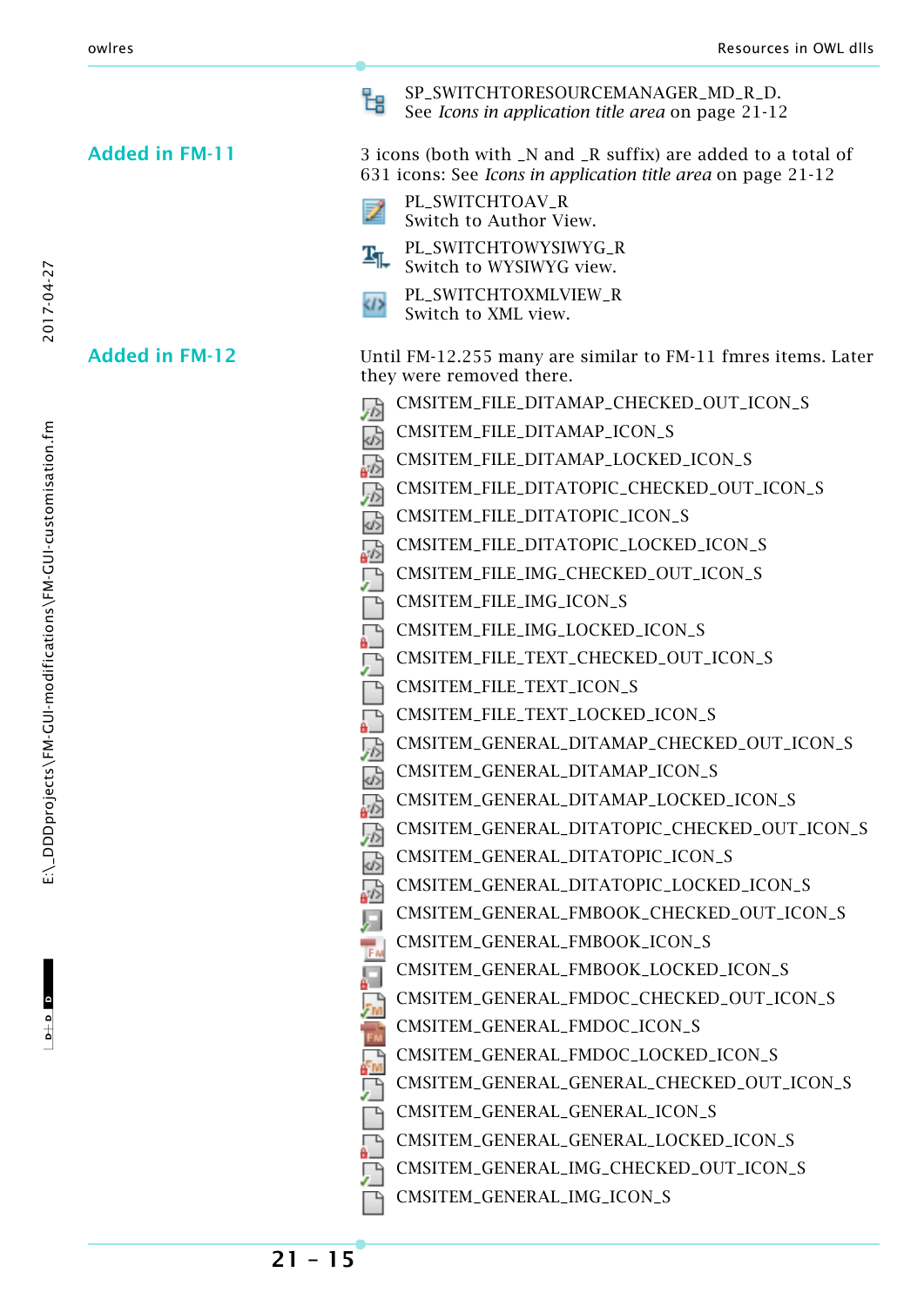SP_SWITCHTORESOURCEMANAGER_MD_R_D.
See *Icons in application title area* on page 21-12

## Added in FM-11

3 icons (both with _N and _R suffix) are added to a total of 631 icons: See *Icons in application title area* on page 21-12

PL_SWITCHTOAV_R
Switch to Author View.

PL_SWITCHTOWYSIWYG_R
Switch to WYSIWYG view.

PL_SWITCHTOXMLVIEW_R
Switch to XML view.

## Added in FM-12

Until FM-12.255 many are similar to FM-11 fmres items. Later they were removed there.

- CMSITEM_FILE_DITAMAP_CHECKED_OUT_ICON_S
- CMSITEM_FILE_DITAMAP_ICON_S
- CMSITEM_FILE_DITAMAP_LOCKED_ICON_S
- CMSITEM_FILE_DITATOPIC_CHECKED_OUT_ICON_S
- CMSITEM_FILE_DITATOPIC_ICON_S
- CMSITEM_FILE_DITATOPIC_LOCKED_ICON_S
- CMSITEM_FILE_IMG_CHECKED_OUT_ICON_S
- CMSITEM_FILE_IMG_ICON_S
- CMSITEM_FILE_IMG_LOCKED_ICON_S
- CMSITEM_FILE_TEXT_CHECKED_OUT_ICON_S
- CMSITEM_FILE_TEXT_ICON_S
- CMSITEM_FILE_TEXT_LOCKED_ICON_S
- CMSITEM_GENERAL_DITAMAP_CHECKED_OUT_ICON_S
- CMSITEM_GENERAL_DITAMAP_ICON_S
- CMSITEM_GENERAL_DITAMAP_LOCKED_ICON_S
- CMSITEM_GENERAL_DITATOPIC_CHECKED_OUT_ICON_S
- CMSITEM_GENERAL_DITATOPIC_ICON_S
- CMSITEM_GENERAL_DITATOPIC_LOCKED_ICON_S
- CMSITEM_GENERAL_FMBOOK_CHECKED_OUT_ICON_S
- CMSITEM_GENERAL_FMBOOK_ICON_S
- CMSITEM_GENERAL_FMBOOK_LOCKED_ICON_S
- CMSITEM_GENERAL_FMDOC_CHECKED_OUT_ICON_S
- CMSITEM_GENERAL_FMDOC_ICON_S
- CMSITEM_GENERAL_FMDOC_LOCKED_ICON_S
- CMSITEM_GENERAL_GENERAL_CHECKED_OUT_ICON_S
- CMSITEM_GENERAL_GENERAL_ICON_S
- CMSITEM_GENERAL_GENERAL_LOCKED_ICON_S
- CMSITEM_GENERAL_IMG_CHECKED_OUT_ICON_S
- CMSITEM_GENERAL_IMG_ICON_S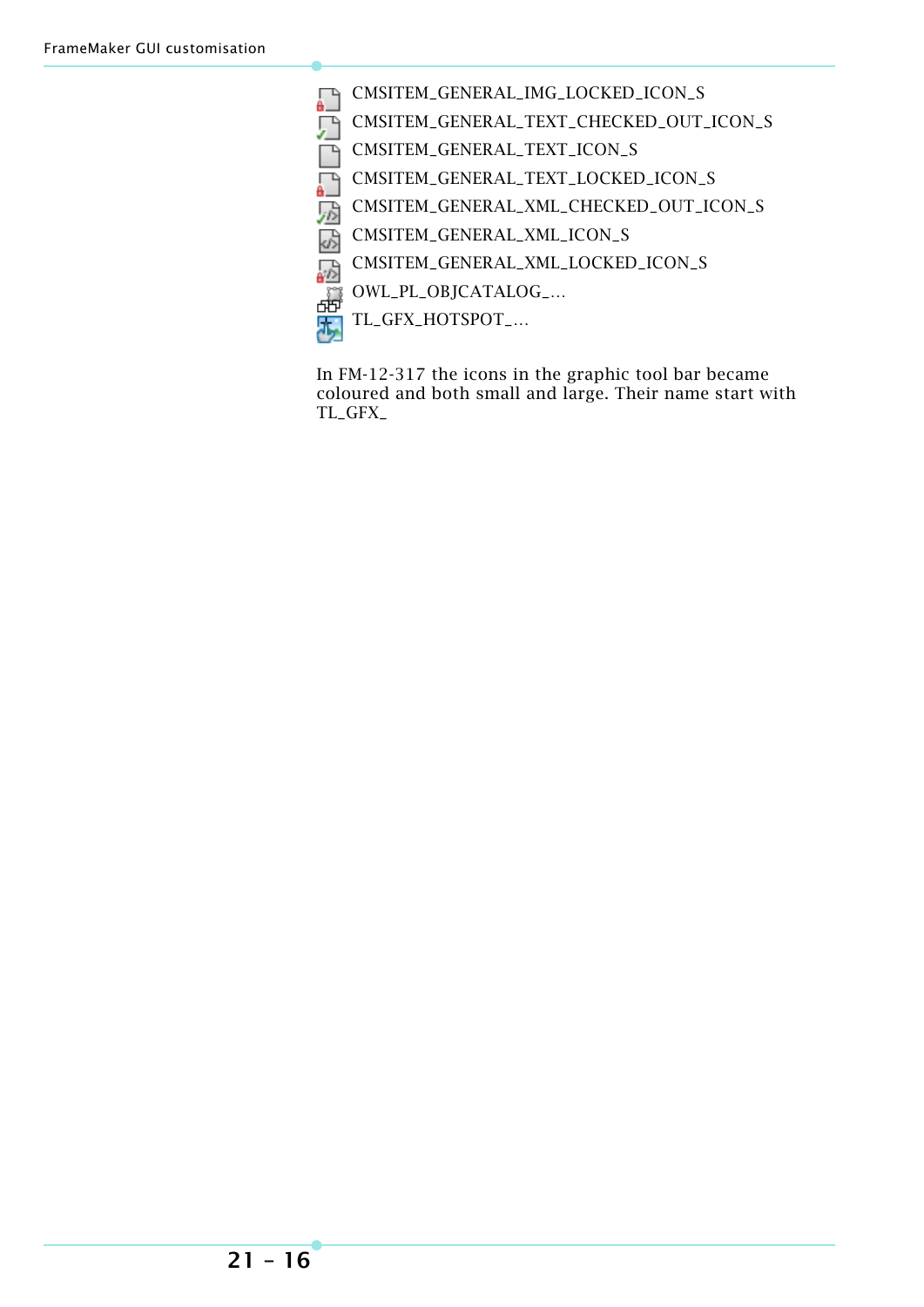CMSITEM_GENERAL_IMG_LOCKED_ICON_S
CMSITEM_GENERAL_TEXT_CHECKED_OUT_ICON_S
CMSITEM_GENERAL_TEXT_ICON_S
CMSITEM_GENERAL_TEXT_LOCKED_ICON_S
CMSITEM_GENERAL_XML_CHECKED_OUT_ICON_S
CMSITEM_GENERAL_XML_ICON_S
CMSITEM_GENERAL_XML_LOCKED_ICON_S
OWL_PL_OBJCATALOG_...
TL_GFX_HOTSPOT_...

In FM-12-317 the icons in the graphic tool bar became coloured and both small and large. Their name start with TL_GFX_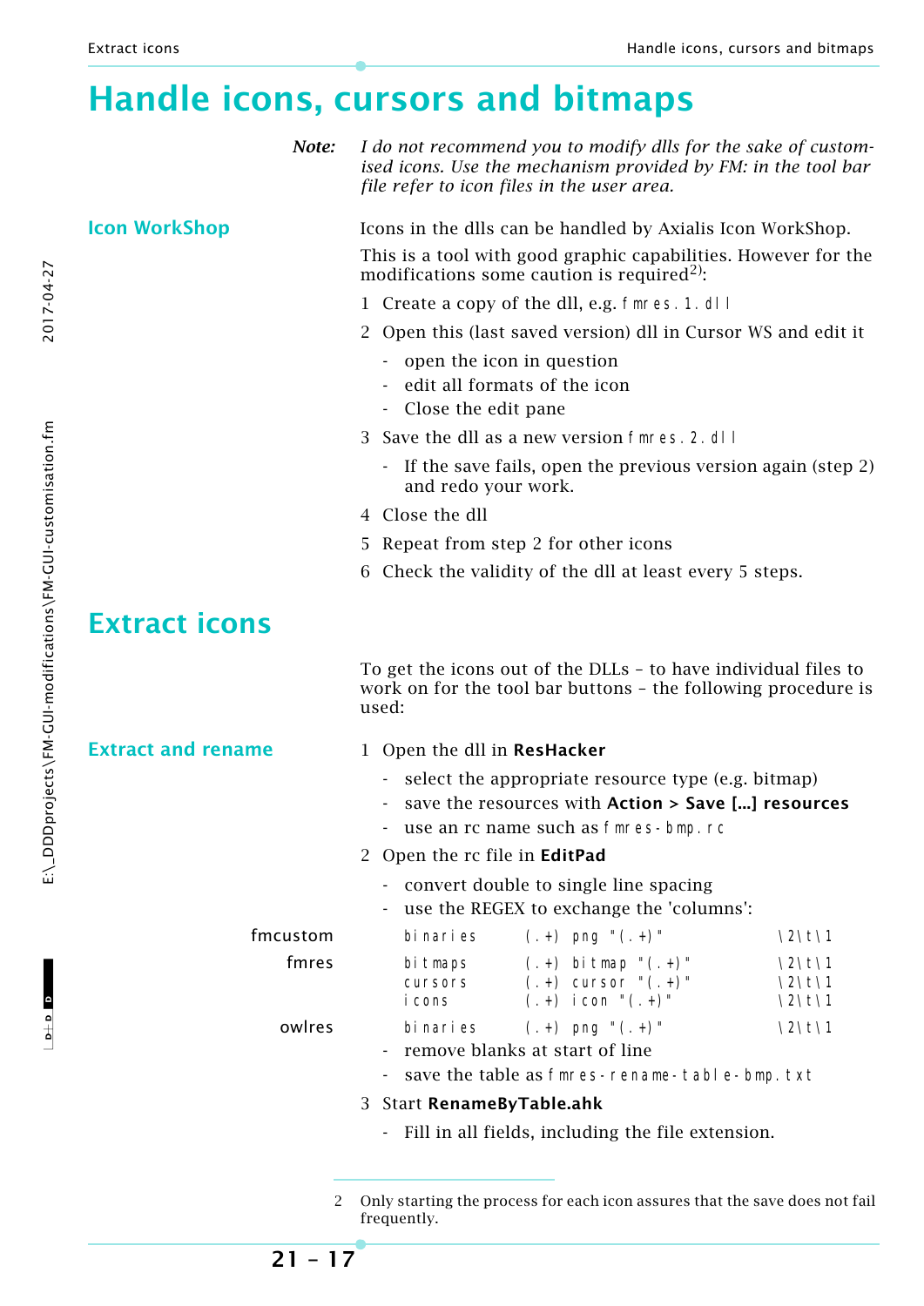# Handle icons, cursors and bitmaps

**Note:** *I do not recommend you to modify dlls for the sake of customised icons. Use the mechanism provided by FM: in the tool bar file refer to icon files in the user area.*

### Icon WorkShop

Icons in the dlls can be handled by Axialis Icon WorkShop.

This is a tool with good graphic capabilities. However for the modifications some caution is required[2]:

1 Create a copy of the dll, e.g. `fmres.1.dll`

2 Open this (last saved version) dll in Cursor WS and edit it

- open the icon in question
- edit all formats of the icon
- Close the edit pane

3 Save the dll as a new version `fmres.2.dll`

- If the save fails, open the previous version again (step 2) and redo your work.

4 Close the dll

5 Repeat from step 2 for other icons

6 Check the validity of the dll at least every 5 steps.

## Extract icons

To get the icons out of the DLLs – to have individual files to work on for the tool bar buttons – the following procedure is used:

### Extract and rename

1 Open the dll in **ResHacker**

- select the appropriate resource type (e.g. bitmap)
- save the resources with **Action > Save [...] resources**
- use an rc name such as `fmres-bmp.rc`

2 Open the rc file in **EditPad**

- convert double to single line spacing
- use the REGEX to exchange the 'columns':

| | | | |
|---|---|---|---|
| fmcustom | `binaries` | `(.+) png "(.+)"` | `\2\t\1` |
| fmres | `bitmaps` | `(.+) bitmap "(.+)"` | `\2\t\1` |
| | `cursors` | `(.+) cursor "(.+)"` | `\2\t\1` |
| | `icons` | `(.+) icon "(.+)"` | `\2\t\1` |
| owlres | `binaries` | `(.+) png "(.+)"` | `\2\t\1` |

- remove blanks at start of line
- save the table as `fmres-rename-table-bmp.txt`

3 Start **RenameByTable.ahk**

- Fill in all fields, including the file extension.

---

2 Only starting the process for each icon assures that the save does not fail frequently.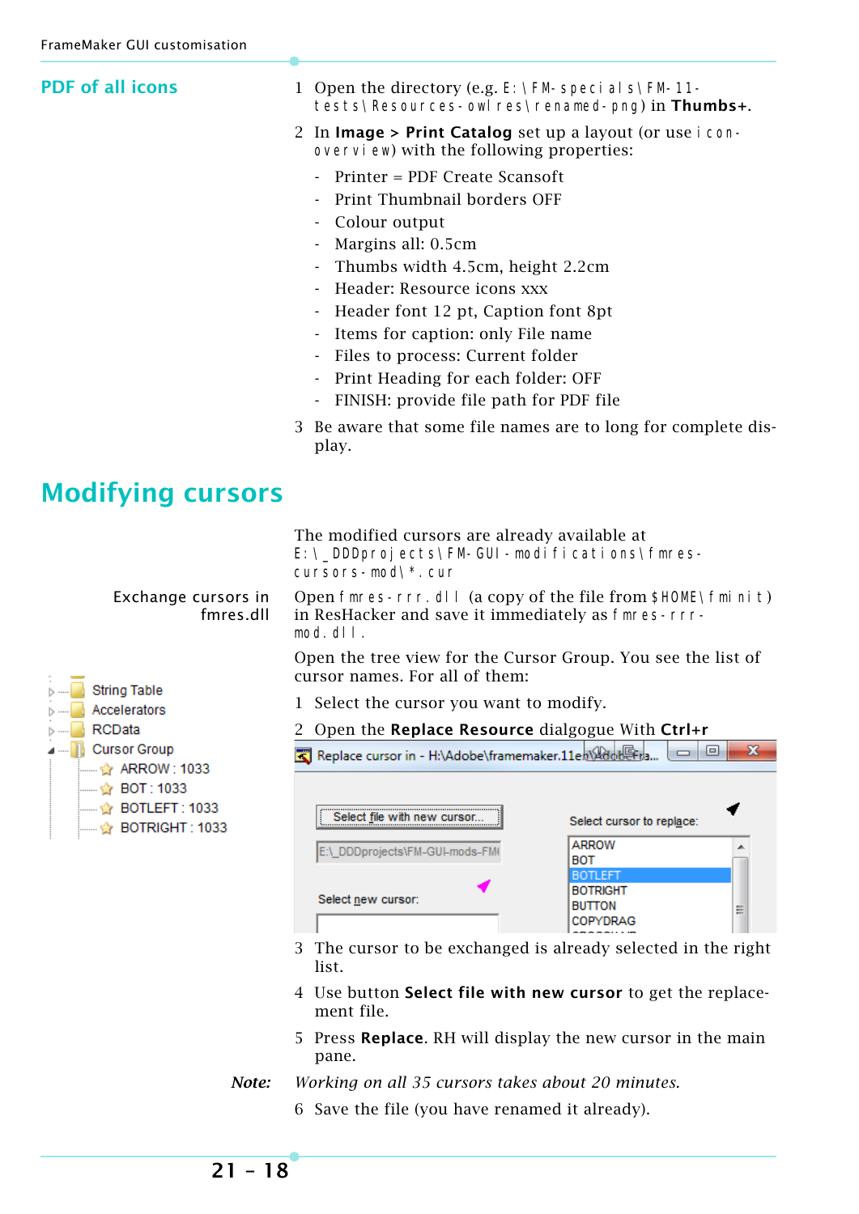## PDF of all icons

1 Open the directory (e.g. `E:\FM-specials\FM-11-tests\Resources-owlres\renamed-png`) in **Thumbs+**.
2 In **Image > Print Catalog** set up a layout (or use `icon-overview`) with the following properties:
   - Printer = PDF Create Scansoft
   - Print Thumbnail borders OFF
   - Colour output
   - Margins all: 0.5cm
   - Thumbs width 4.5cm, height 2.2cm
   - Header: Resource icons xxx
   - Header font 12 pt, Caption font 8pt
   - Items for caption: only File name
   - Files to process: Current folder
   - Print Heading for each folder: OFF
   - FINISH: provide file path for PDF file
3 Be aware that some file names are to long for complete display.

# Modifying cursors

The modified cursors are already available at `E:\_DDDprojects\FM-GUI-modifications\fmres-cursors-mod\*.cur`

**Exchange cursors in fmres.dll**

Open `fmres-rrr.dll` (a copy of the file from `$HOME\fminit`) in ResHacker and save it immediately as `fmres-rrr-mod.dll`.

Open the tree view for the Cursor Group. You see the list of cursor names. For all of them:

1 Select the cursor you want to modify.
2 Open the **Replace Resource** dialgogue With **Ctrl+r**
3 The cursor to be exchanged is already selected in the right list.
4 Use button **Select file with new cursor** to get the replacement file.
5 Press **Replace**. RH will display the new cursor in the main pane.

*Note: Working on all 35 cursors takes about 20 minutes.*

6 Save the file (you have renamed it already).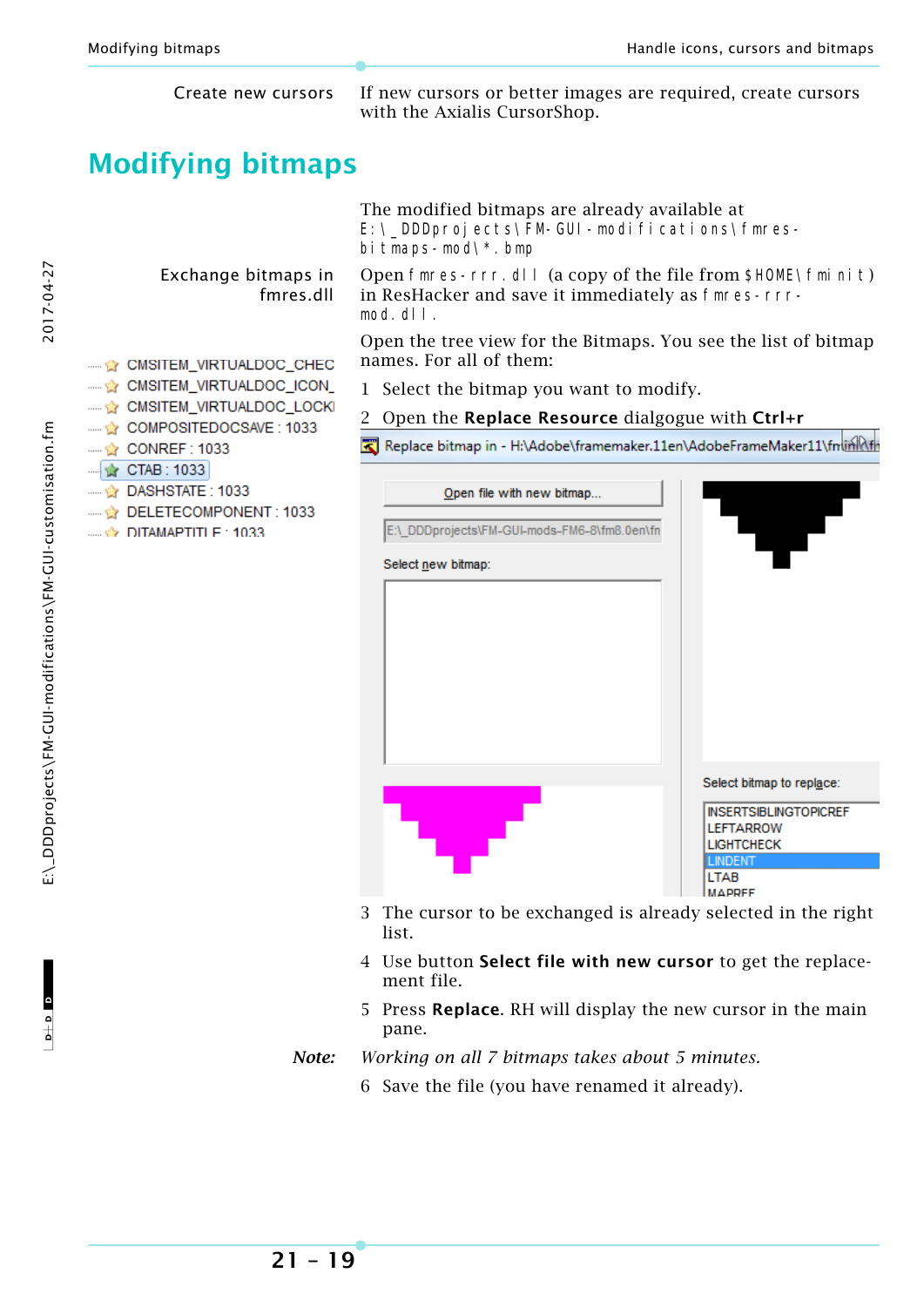**Create new cursors** If new cursors or better images are required, create cursors with the Axialis CursorShop.

# Modifying bitmaps

The modified bitmaps are already available at E:\_DDDprojects\FM-GUI-modifications\fmres-bitmaps-mod\*.bmp

**Exchange bitmaps in fmres.dll** Open fmres-rrr.dll (a copy of the file from $HOME\fminit) in ResHacker and save it immediately as fmres-rrr-mod.dll.

Open the tree view for the Bitmaps. You see the list of bitmap names. For all of them:

1 Select the bitmap you want to modify.

2 Open the **Replace Resource** dialgogue with **Ctrl+r**

3 The cursor to be exchanged is already selected in the right list.

4 Use button **Select file with new cursor** to get the replacement file.

5 Press **Replace**. RH will display the new cursor in the main pane.

**Note:** *Working on all 7 bitmaps takes about 5 minutes.*

6 Save the file (you have renamed it already).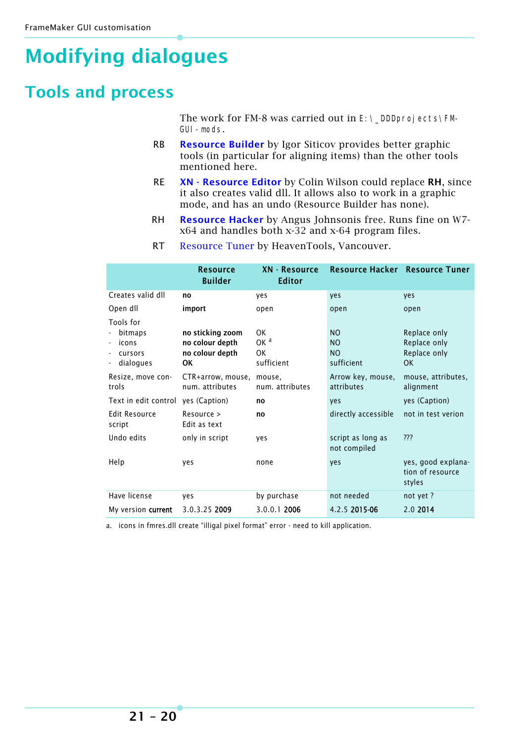# Modifying dialogues

## Tools and process

The work for FM-8 was carried out in E:\_DDDprojects\FM-GUI-mods.

RB **Resource Builder** by Igor Siticov provides better graphic tools (in particular for aligning items) than the other tools mentioned here.

RE **XN - Resource Editor** by Colin Wilson could replace **RH**, since it also creates valid dll. It allows also to work in a graphic mode, and has an undo (Resource Builder has none).

RH **Resource Hacker** by Angus Johnsonis free. Runs fine on W7-x64 and handles both x-32 and x-64 program files.

RT Resource Tuner by HeavenTools, Vancouver.

| | Resource Builder | XN - Resource Editor | Resource Hacker | Resource Tuner |
|---|---|---|---|---|
| Creates valid dll | **no** | yes | yes | yes |
| Open dll | **import** | open | open | open |
| Tools for<br>- bitmaps<br>- icons<br>- cursors<br>- dialogues | <br>**no sticking zoom**<br>**no colour depth**<br>**no colour depth**<br>**OK** | <br>OK<br>OK [a]<br>OK<br>sufficient | <br>NO<br>NO<br>NO<br>sufficient | <br>Replace only<br>Replace only<br>Replace only<br>OK |
| Resize, move controls | CTR+arrow, mouse, num. attributes | mouse, num. attributes | Arrow key, mouse, attributes | mouse, attributes, alignment |
| Text in edit control | yes (Caption) | **no** | yes | yes (Caption) |
| Edit Resource script | Resource > Edit as text | **no** | directly accessible | not in test verion |
| Undo edits | only in script | yes | script as long as not compiled | ??? |
| Help | yes | none | yes | yes, good explanation of resource styles |
| Have license | yes | by purchase | not needed | not yet ? |
| My version **current** | 3.0.3.25 **2009** | 3.0.0.1 **2006** | 4.2.5 **2015-06** | 2.0 **2014** |

a. icons in fmres.dll create "illigal pixel format" error - need to kill application.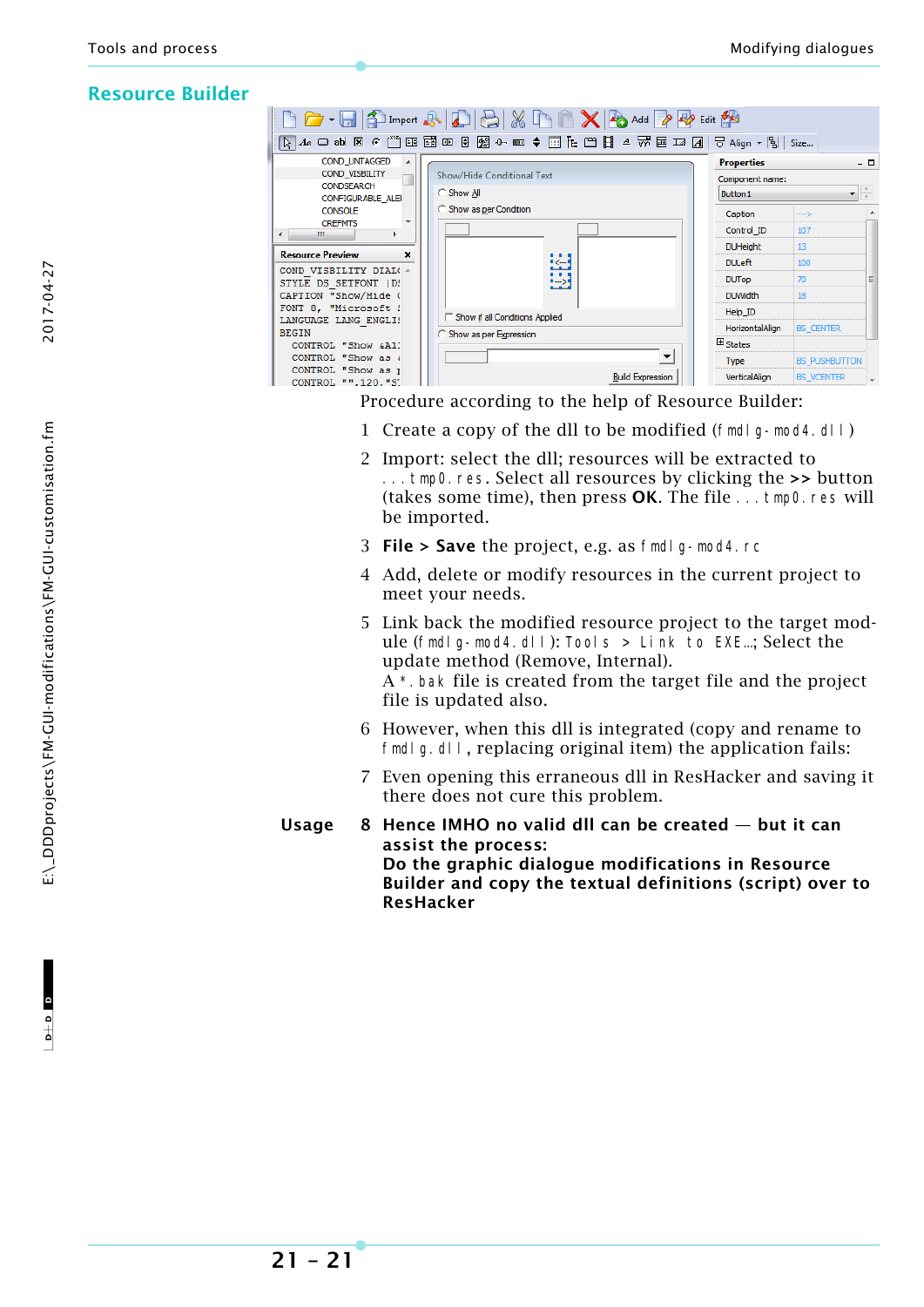## Resource Builder

Procedure according to the help of Resource Builder:

1. Create a copy of the dll to be modified (`fmdlg-mod4.dll`)
2. Import: select the dll; resources will be extracted to `...tmp0.res`. Select all resources by clicking the **>>** button (takes some time), then press **OK**. The file `...tmp0.res` will be imported.
3. **File > Save** the project, e.g. as `fmdlg-mod4.rc`
4. Add, delete or modify resources in the current project to meet your needs.
5. Link back the modified resource project to the target module (`fmdlg-mod4.dll`): `Tools > Link to EXE…`; Select the update method (Remove, Internal).
   A `*.bak` file is created from the target file and the project file is updated also.
6. However, when this dll is integrated (copy and rename to `fmdlg.dll`, replacing original item) the application fails:
7. Even opening this erraneous dll in ResHacker and saving it there does not cure this problem.

**Usage**

8. **Hence IMHO no valid dll can be created — but it can assist the process:**
   **Do the graphic dialogue modifications in Resource Builder and copy the textual definitions (script) over to ResHacker**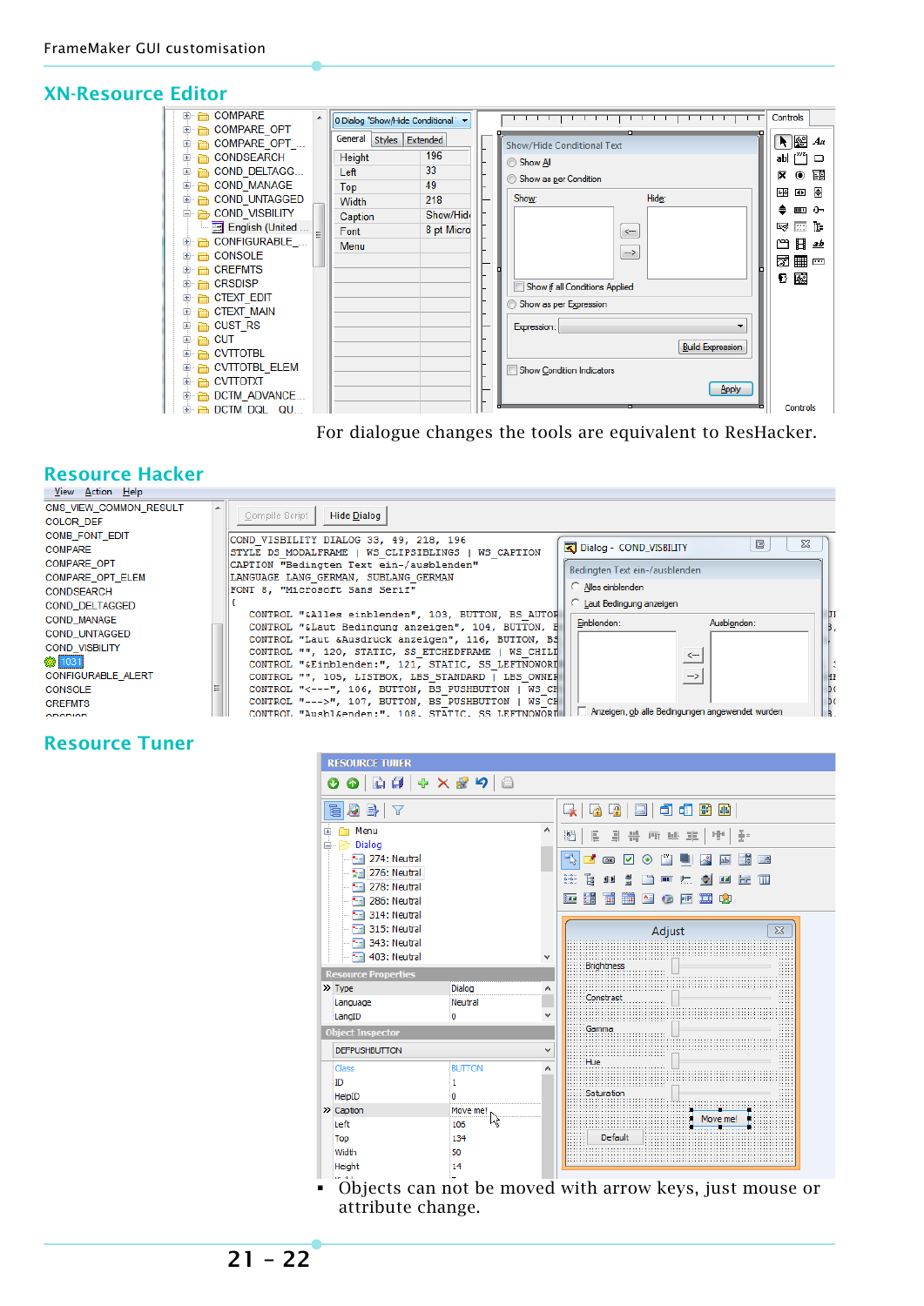## XN-Resource Editor

For dialogue changes the tools are equivalent to ResHacker.

## Resource Hacker

## Resource Tuner

- Objects can not be moved with arrow keys, just mouse or attribute change.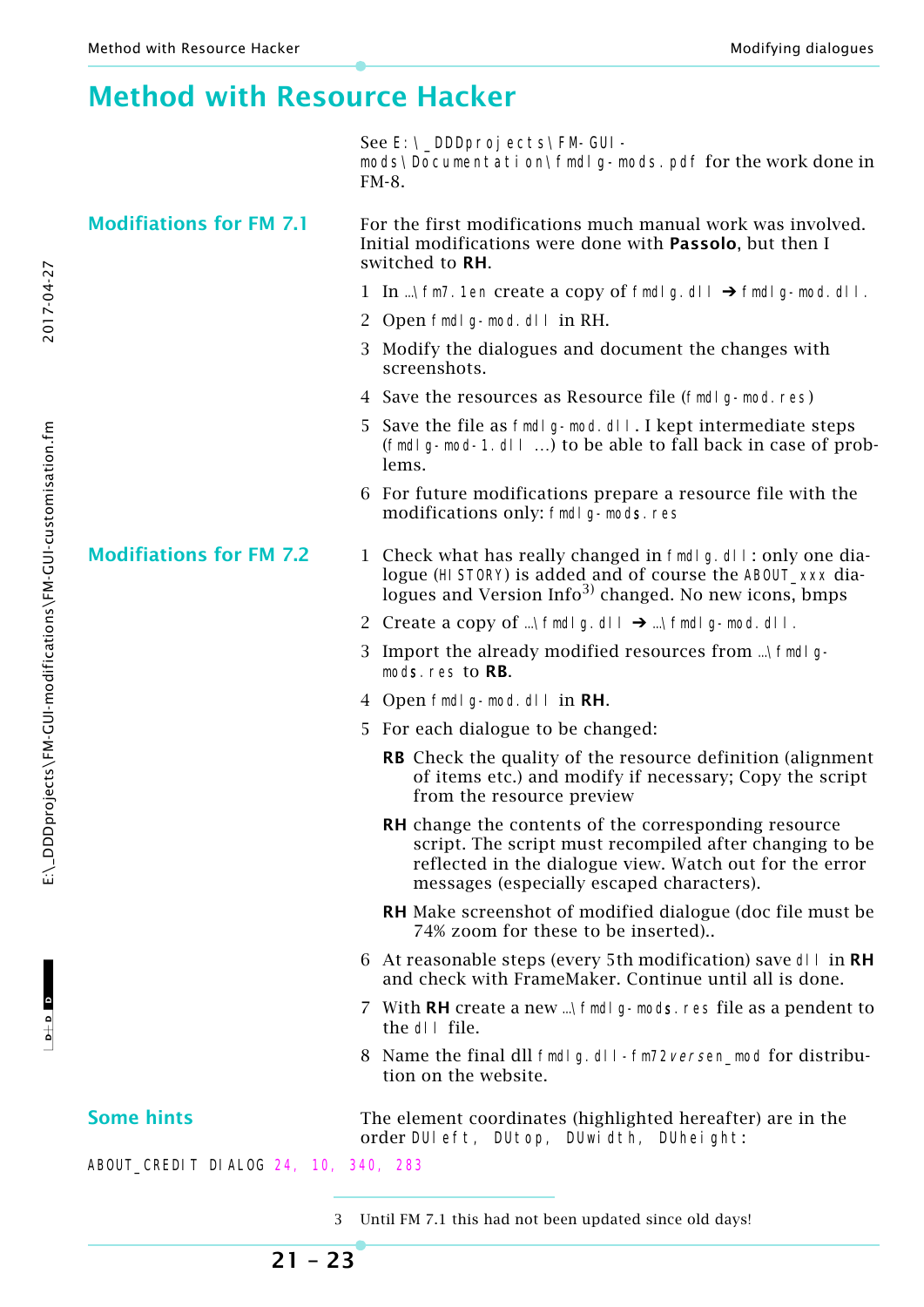# Method with Resource Hacker

See `E:\_DDDprojects\FM-GUI-mods\Documentation\fmdlg-mods.pdf` for the work done in FM-8.

## Modifications for FM 7.1

For the first modifications much manual work was involved. Initial modifications were done with **Passolo**, but then I switched to **RH**.

1. In `…\fm7.1en` create a copy of `fmdlg.dll` ➔ `fmdlg-mod.dll`.
2. Open `fmdlg-mod.dll` in RH.
3. Modify the dialogues and document the changes with screenshots.
4. Save the resources as Resource file (`fmdlg-mod.res`)
5. Save the file as `fmdlg-mod.dll`. I kept intermediate steps (`fmdlg-mod-1.dll` …) to be able to fall back in case of problems.
6. For future modifications prepare a resource file with the modifications only: `fmdlg-mods.res`

## Modifications for FM 7.2

1. Check what has really changed in `fmdlg.dll`: only one dialogue (`HISTORY`) is added and of course the `ABOUT_xxx` dialogues and Version Info[3] changed. No new icons, bmps
2. Create a copy of `…\fmdlg.dll` ➔ `…\fmdlg-mod.dll`.
3. Import the already modified resources from `…\fmdlg-mods.res` to **RB**.
4. Open `fmdlg-mod.dll` in **RH**.
5. For each dialogue to be changed:

   **RB** Check the quality of the resource definition (alignment of items etc.) and modify if necessary; Copy the script from the resource preview

   **RH** change the contents of the corresponding resource script. The script must recompiled after changing to be reflected in the dialogue view. Watch out for the error messages (especially escaped characters).

   **RH** Make screenshot of modified dialogue (doc file must be 74% zoom for these to be inserted)..
6. At reasonable steps (every 5th modification) save `dll` in **RH** and check with FrameMaker. Continue until all is done.
7. With **RH** create a new `…\fmdlg-mods.res` file as a pendent to the `dll` file.
8. Name the final dll `fmdlg.dll-fm72`*`versen`*`_mod` for distribution on the website.

## Some hints

The element coordinates (highlighted hereafter) are in the order `DUleft, DUtop, DUwidth, DUheight`:

```
ABOUT_CREDIT DIALOG 24, 10, 340, 283
```

3 Until FM 7.1 this had not been updated since old days!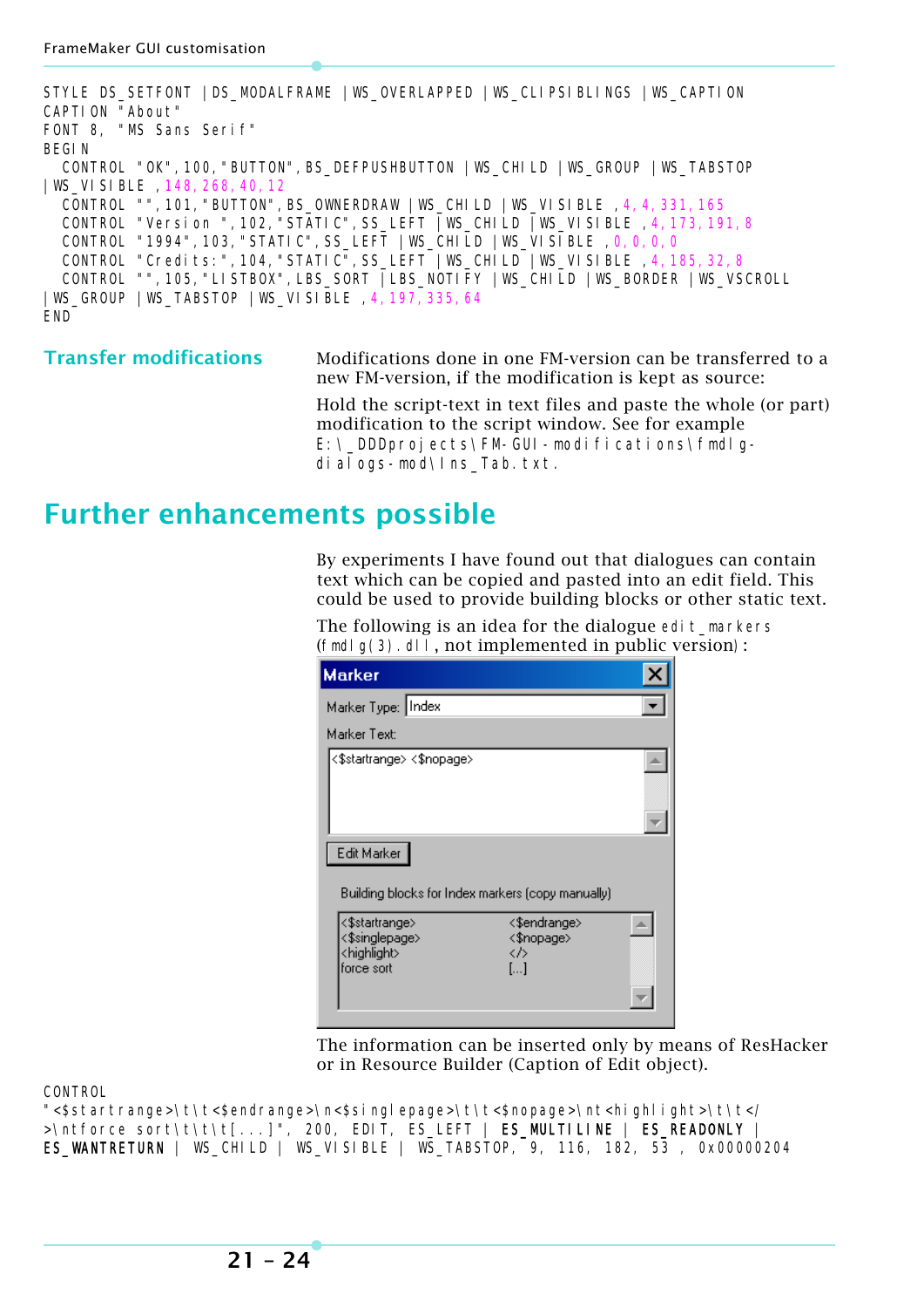```
STYLE DS_SETFONT |DS_MODALFRAME |WS_OVERLAPPED |WS_CLIPSIBLINGS |WS_CAPTION
CAPTION "About"
FONT 8, "MS Sans Serif"
BEGIN
  CONTROL "OK",100,"BUTTON",BS_DEFPUSHBUTTON |WS_CHILD |WS_GROUP |WS_TABSTOP
|WS_VISIBLE ,148,268,40,12
  CONTROL "",101,"BUTTON",BS_OWNERDRAW |WS_CHILD |WS_VISIBLE ,4,4,331,165
  CONTROL "Version ",102,"STATIC",SS_LEFT |WS_CHILD |WS_VISIBLE ,4,173,191,8
  CONTROL "1994",103,"STATIC",SS_LEFT |WS_CHILD |WS_VISIBLE ,0,0,0,0
  CONTROL "Credits:",104,"STATIC",SS_LEFT |WS_CHILD |WS_VISIBLE ,4,185,32,8
  CONTROL "",105,"LISTBOX",LBS_SORT |LBS_NOTIFY |WS_CHILD |WS_BORDER |WS_VSCROLL
|WS_GROUP |WS_TABSTOP |WS_VISIBLE ,4,197,335,64
END
```

### Transfer modifications

Modifications done in one FM-version can be transferred to a new FM-version, if the modification is kept as source:

Hold the script-text in text files and paste the whole (or part) modification to the script window. See for example `E:\_DDDprojects\FM-GUI-modifications\fmdlg-dialogs-mod\Ins_Tab.txt`.

## Further enhancements possible

By experiments I have found out that dialogues can contain text which can be copied and pasted into an edit field. This could be used to provide building blocks or other static text.

The following is an idea for the dialogue `edit_markers` (`fmdlg(3).dll`, not implemented in public version):

Marker

Marker Type: Index

Marker Text:

<$startrange> <$nopage>

Edit Marker

Building blocks for Index markers (copy manually)

| | |
|---|---|
| <$startrange> | <$endrange> |
| <$singlepage> | <$nopage> |
| <highlight> | </> |
| force sort | [...] |

The information can be inserted only by means of ResHacker or in Resource Builder (Caption of Edit object).

```
CONTROL
"<$startrange>\t\t<$endrange>\n<$singlepage>\t\t<$nopage>\nt<highlight>\t\t</
>\ntforce sort\t\t\t[...]", 200, EDIT, ES_LEFT | ES_MULTILINE | ES_READONLY |
ES_WANTRETURN | WS_CHILD | WS_VISIBLE | WS_TABSTOP, 9, 116, 182, 53 , 0x00000204
```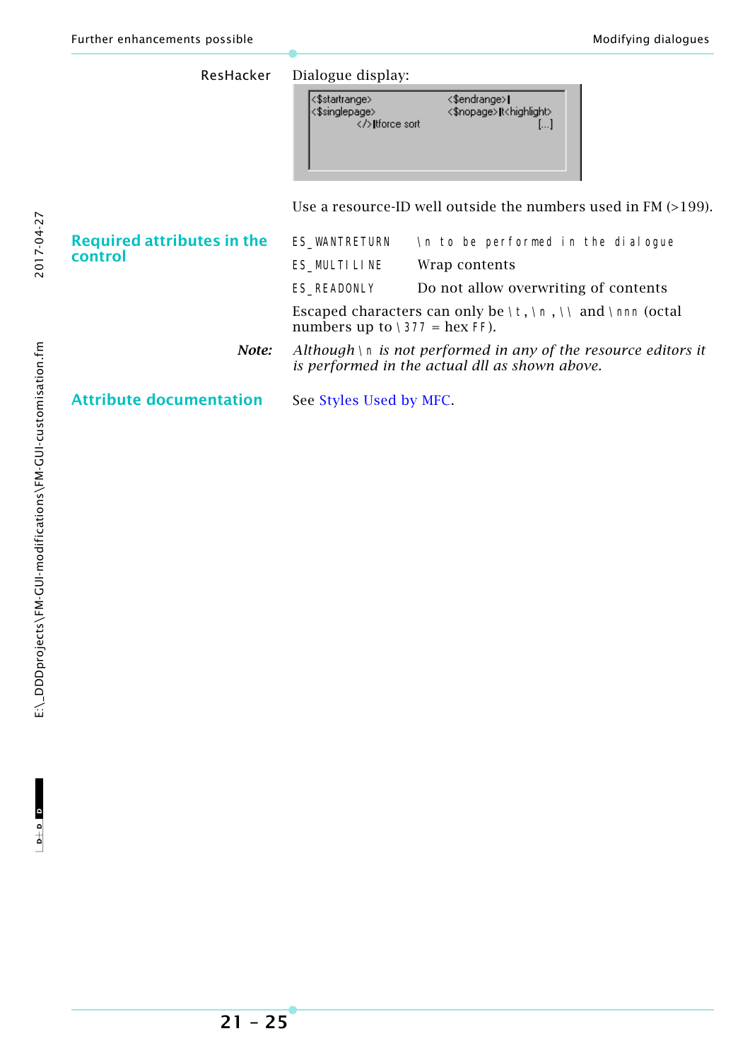ResHacker

Dialogue display:

```
<$startrange>              <$endrange>|
<$singlepage>              <$nopage>|t<highlight>
        </>|tforce sort                  [...]
```

Use a resource-ID well outside the numbers used in FM (>199).

## Required attributes in the control

| | |
|---|---|
| `ES_WANTRETURN` | `\n to be performed in the dialogue` |
| `ES_MULTILINE` | Wrap contents |
| `ES_READONLY` | Do not allow overwriting of contents |

Escaped characters can only be `\t`, `\n`, `\\` and `\nnn` (octal numbers up to `\377` = hex `FF`).

**Note:** *Although `\n` is not performed in any of the resource editors it is performed in the actual dll as shown above.*

## Attribute documentation

See Styles Used by MFC.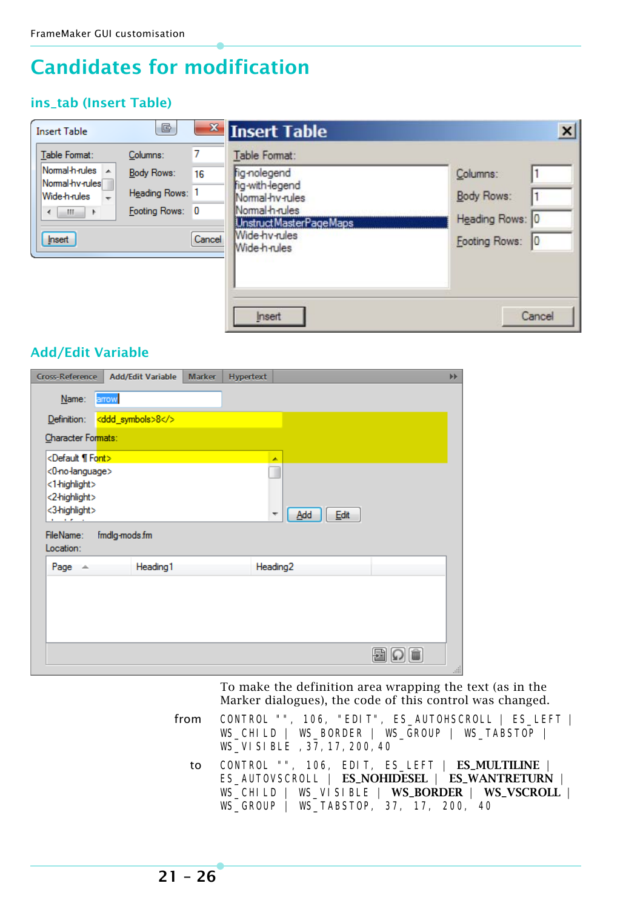# Candidates for modification

## ins_tab (Insert Table)

## Add/Edit Variable

To make the definition area wrapping the text (as in the Marker dialogues), the code of this control was changed.

from

```
CONTROL "", 106, "EDIT", ES_AUTOHSCROLL | ES_LEFT |
WS_CHILD | WS_BORDER | WS_GROUP | WS_TABSTOP |
WS_VISIBLE ,37,17,200,40
```

to

```
CONTROL "", 106, EDIT, ES_LEFT | ES_MULTILINE |
ES_AUTOVSCROLL | ES_NOHIDESEL | ES_WANTRETURN |
WS_CHILD | WS_VISIBLE | WS_BORDER | WS_VSCROLL |
WS_GROUP | WS_TABSTOP, 37, 17, 200, 40
```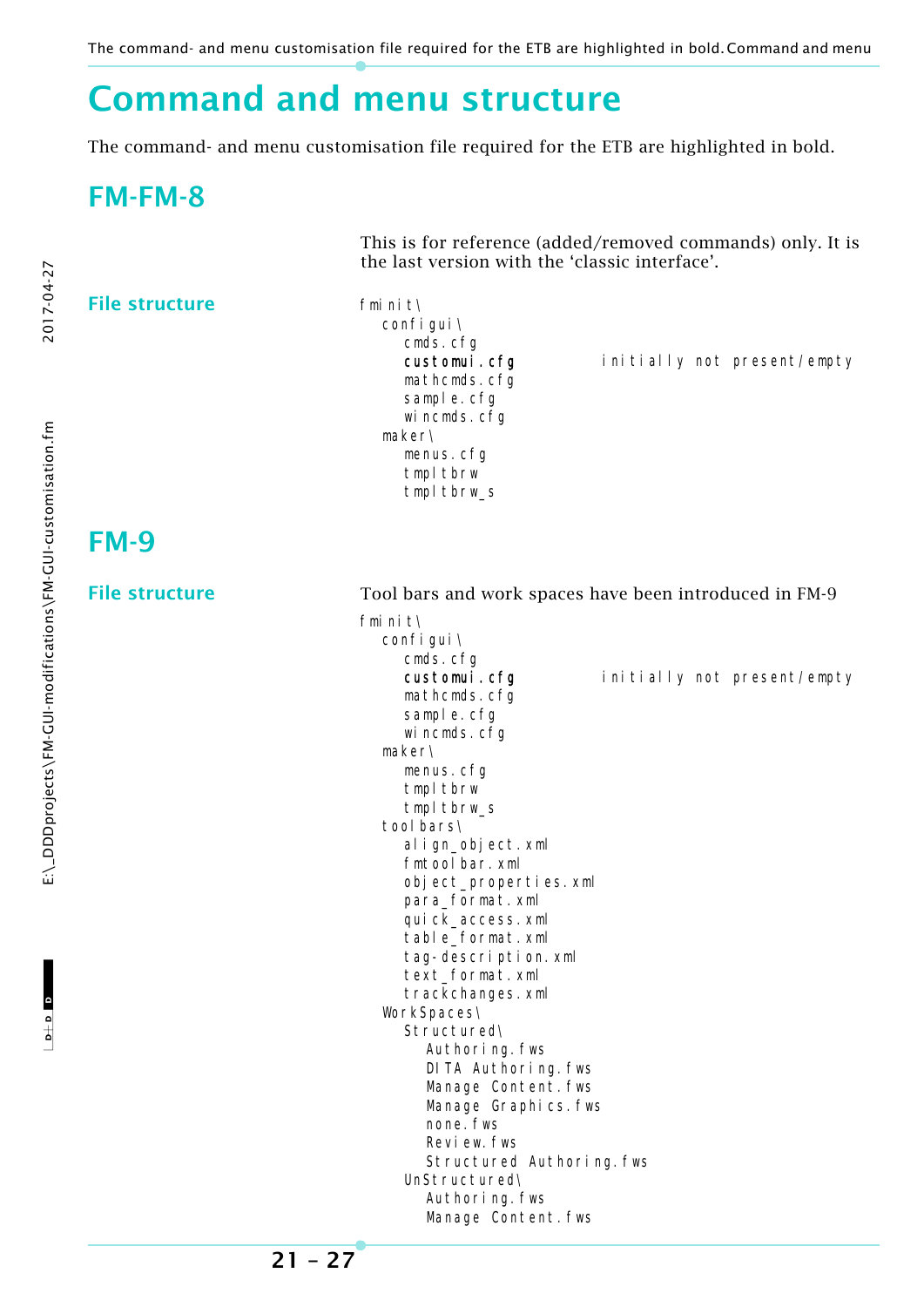# Command and menu structure

The command- and menu customisation file required for the ETB are highlighted in bold.

## FM-FM-8

This is for reference (added/removed commands) only. It is the last version with the ‘classic interface’.

### File structure

```
fminit\
   configui\
      cmds.cfg
      customui.cfg        initially not present/empty
      mathcmds.cfg
      sample.cfg
      wincmds.cfg
   maker\
      menus.cfg
      tmpltbrw
      tmpltbrw_s
```

## FM-9

### File structure

Tool bars and work spaces have been introduced in FM-9

```
fminit\
   configui\
      cmds.cfg
      customui.cfg        initially not present/empty
      mathcmds.cfg
      sample.cfg
      wincmds.cfg
   maker\
      menus.cfg
      tmpltbrw
      tmpltbrw_s
   toolbars\
      align_object.xml
      fmtoolbar.xml
      object_properties.xml
      para_format.xml
      quick_access.xml
      table_format.xml
      tag-description.xml
      text_format.xml
      trackchanges.xml
   WorkSpaces\
      Structured\
         Authoring.fws
         DITA Authoring.fws
         Manage Content.fws
         Manage Graphics.fws
         none.fws
         Review.fws
         Structured Authoring.fws
      UnStructured\
         Authoring.fws
         Manage Content.fws
```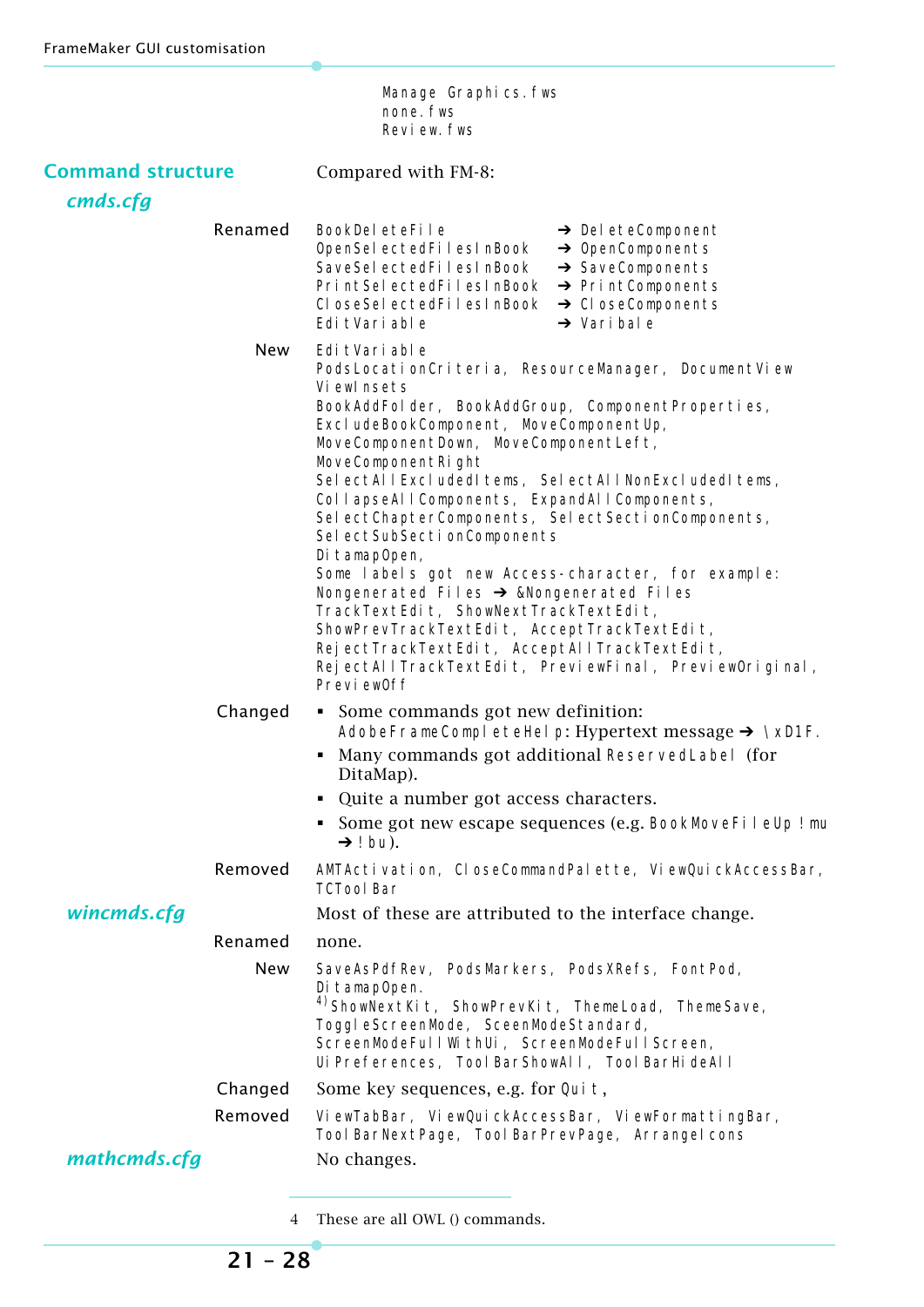Manage Graphics.fws
none.fws
Review.fws

## Command structure

Compared with FM-8:

### cmds.cfg

**Renamed**

| | | |
|---|---|---|
| BookDeleteFile | ➔ | DeleteComponent |
| OpenSelectedFilesInBook | ➔ | OpenComponents |
| SaveSelectedFilesInBook | ➔ | SaveComponents |
| PrintSelectedFilesInBook | ➔ | PrintComponents |
| CloseSelectedFilesInBook | ➔ | CloseComponents |
| EditVariable | ➔ | Varibale |

**New**

EditVariable
PodsLocationCriteria, ResourceManager, DocumentView
ViewInsets
BookAddFolder, BookAddGroup, ComponentProperties, ExcludeBookComponent, MoveComponentUp, MoveComponentDown, MoveComponentLeft, MoveComponentRight
SelectAllExcludedItems, SelectAllNonExcludedItems, CollapseAllComponents, ExpandAllComponents, SelectChapterComponents, SelectSectionComponents, SelectSubSectionComponents
DitamapOpen,
Some labels got new Access-character, for example: Nongenerated Files ➔ &Nongenerated Files
TrackTextEdit, ShowNextTrackTextEdit, ShowPrevTrackTextEdit, AcceptTrackTextEdit, RejectTrackTextEdit, AcceptAllTrackTextEdit, RejectAllTrackTextEdit, PreviewFinal, PreviewOriginal, PreviewOff

**Changed**

- Some commands got new definition: AdobeFrameCompleteHelp: Hypertext message ➔ \xD1F.
- Many commands got additional ReservedLabel (for DitaMap).
- Quite a number got access characters.
- Some got new escape sequences (e.g. BookMoveFileUp !mu ➔ !bu).

**Removed**

AMTActivation, CloseCommandPalette, ViewQuickAccessBar, TCToolBar

### wincmds.cfg

Most of these are attributed to the interface change.

**Renamed**

none.

**New**

SaveAsPdfRev, PodsMarkers, PodsXRefs, FontPod,
DitamapOpen.
[4] ShowNextKit, ShowPrevKit, ThemeLoad, ThemeSave, ToggleScreenMode, SceenModeStandard, ScreenModeFullWithUi, ScreenModeFullScreen, UiPreferences, ToolBarShowAll, ToolBarHideAll

**Changed**

Some key sequences, e.g. for Quit,

**Removed**

ViewTabBar, ViewQuickAccessBar, ViewFormattingBar, ToolBarNextPage, ToolBarPrevPage, ArrangeIcons

### mathcmds.cfg

No changes.

---

4 These are all OWL () commands.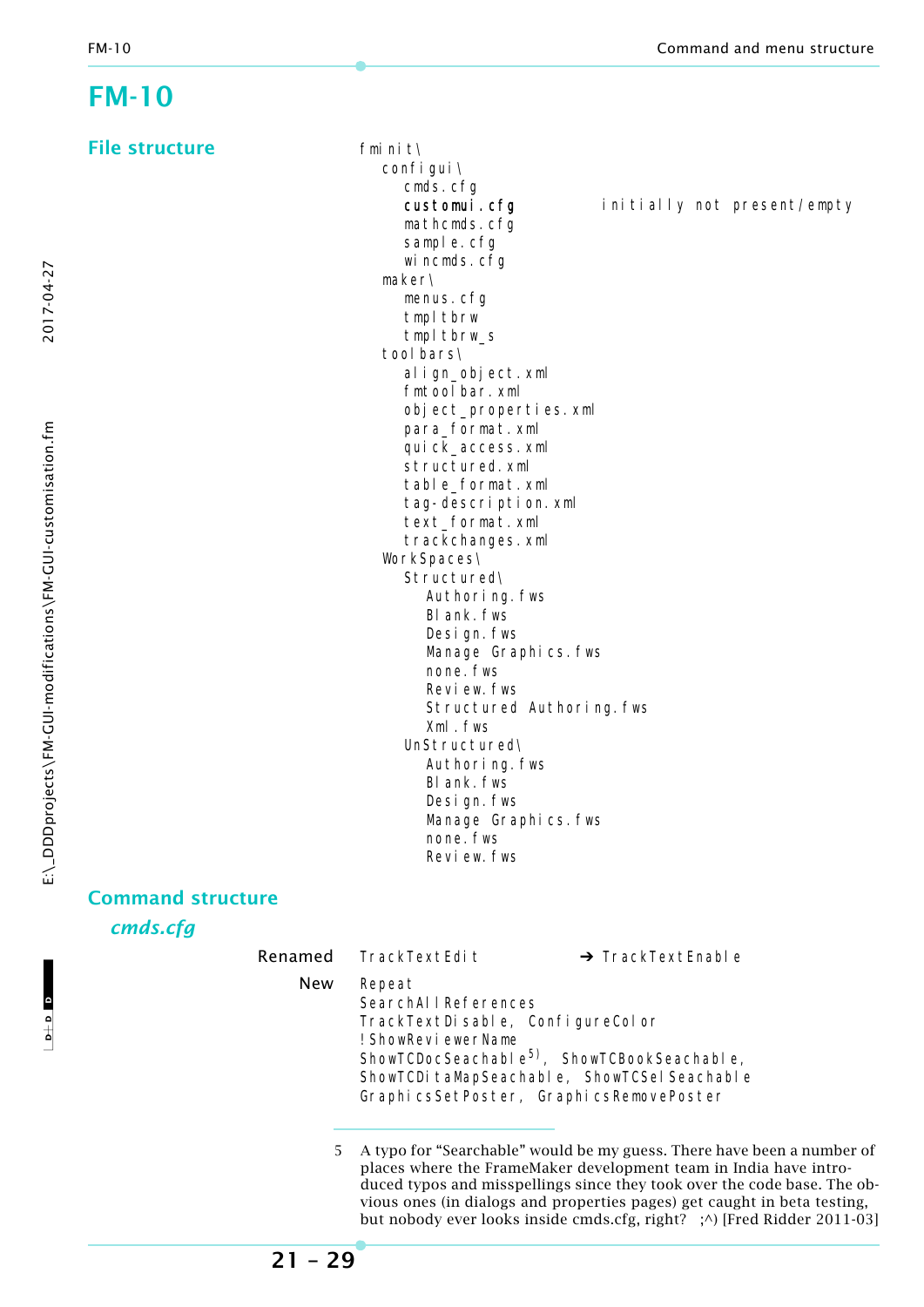# FM-10

## File structure

```
fminit\
  configui\
    cmds.cfg
    customui.cfg          initially not present/empty
    mathcmds.cfg
    sample.cfg
    wincmds.cfg
  maker\
    menus.cfg
    tmpltbrw
    tmpltbrw_s
  toolbars\
    align_object.xml
    fmtoolbar.xml
    object_properties.xml
    para_format.xml
    quick_access.xml
    structured.xml
    table_format.xml
    tag-description.xml
    text_format.xml
    trackchanges.xml
  WorkSpaces\
    Structured\
      Authoring.fws
      Blank.fws
      Design.fws
      Manage Graphics.fws
      none.fws
      Review.fws
      Structured Authoring.fws
      Xml.fws
    UnStructured\
      Authoring.fws
      Blank.fws
      Design.fws
      Manage Graphics.fws
      none.fws
      Review.fws
```

## Command structure

### *cmds.cfg*

| | | |
|---|---|---|
| Renamed | TrackTextEdit | ➔ TrackTextEnable |
| New | Repeat<br>SearchAllReferences<br>TrackTextDisable, ConfigureColor<br>!ShowReviewerName<br>ShowTCDocSeachable[5], ShowTCBookSeachable,<br>ShowTCDitaMapSeachable, ShowTCSelSeachable<br>GraphicsSetPoster, GraphicsRemovePoster | |

5 A typo for “Searchable” would be my guess. There have been a number of places where the FrameMaker development team in India have introduced typos and misspellings since they took over the code base. The obvious ones (in dialogs and properties pages) get caught in beta testing, but nobody ever looks inside cmds.cfg, right? ;^) [Fred Ridder 2011-03]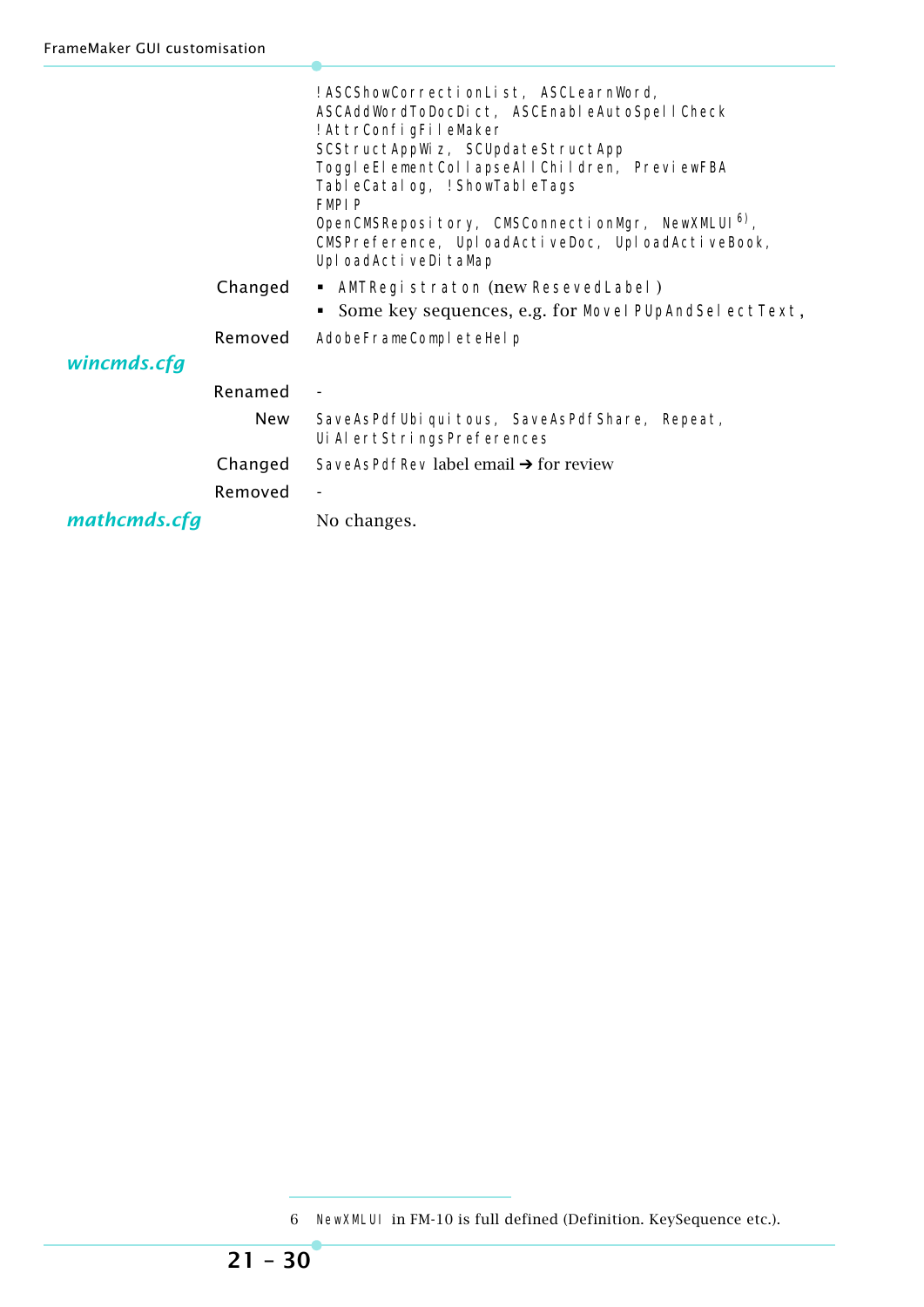| | | |
|---|---|---|
| | | !ASCShowCorrectionList, ASCLearnWord, ASCAddWordToDocDict, ASCEnableAutoSpellCheck<br>!AttrConfigFileMaker<br>SCStructAppWiz, SCUpdateStructApp<br>ToggleElementCollapseAllChildren, PreviewFBA<br>TableCatalog, !ShowTableTags<br>FMPIP<br>OpenCMSRepository, CMSConnectionMgr, NewXMLUI [6], CMSPreference, UploadActiveDoc, UploadActiveBook, UploadActiveDitaMap |
| | Changed | ▪ AMTRegistraton (new ResevedLabel)<br>▪ Some key sequences, e.g. for MovelPUpAndSelectText, |
| | Removed | AdobeFrameCompleteHelp |
| ***wincmds.cfg*** | | |
| | Renamed | - |
| | New | SaveAsPdfUbiquitous, SaveAsPdfShare, Repeat, UiAlertStringsPreferences |
| | Changed | SaveAsPdfRev label email ➔ for review |
| | Removed | - |
| ***mathcmds.cfg*** | | No changes. |

6 NewXMLUI in FM-10 is full defined (Definition. KeySequence etc.).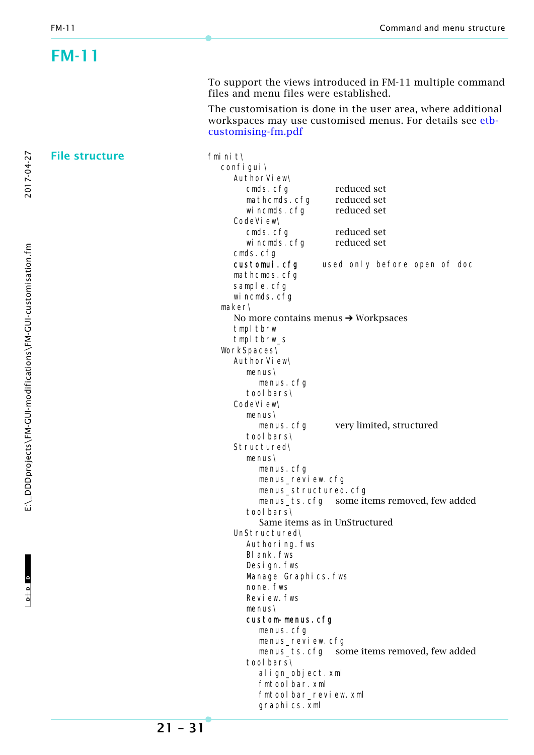# FM-11

To support the views introduced in FM-11 multiple command files and menu files were established.

The customisation is done in the user area, where additional workspaces may use customised menus. For details see etb-customising-fm.pdf

## File structure

```
fminit\
   configui\
      AuthorView\
         cmds.cfg          reduced set
         mathcmds.cfg      reduced set
         wincmds.cfg       reduced set
      CodeView\
         cmds.cfg          reduced set
         wincmds.cfg       reduced set
      cmds.cfg
      customui.cfg       used only before open of doc
      mathcmds.cfg
      sample.cfg
      wincmds.cfg
   maker\
      No more contains menus ➔ Workpsaces
      tmpltbrw
      tmpltbrw_s
   WorkSpaces\
      AuthorView\
         menus\
            menus.cfg
         toolbars\
      CodeView\
         menus\
            menus.cfg      very limited, structured
         toolbars\
      Structured\
         menus\
            menus.cfg
            menus_review.cfg
            menus_structured.cfg
            menus_ts.cfg   some items removed, few added
         toolbars\
            Same items as in UnStructured
      UnStructured\
         Authoring.fws
         Blank.fws
         Design.fws
         Manage Graphics.fws
         none.fws
         Review.fws
         menus\
         custom-menus.cfg
            menus.cfg
            menus_review.cfg
            menus_ts.cfg   some items removed, few added
         toolbars\
            align_object.xml
            fmtoolbar.xml
            fmtoolbar_review.xml
            graphics.xml
```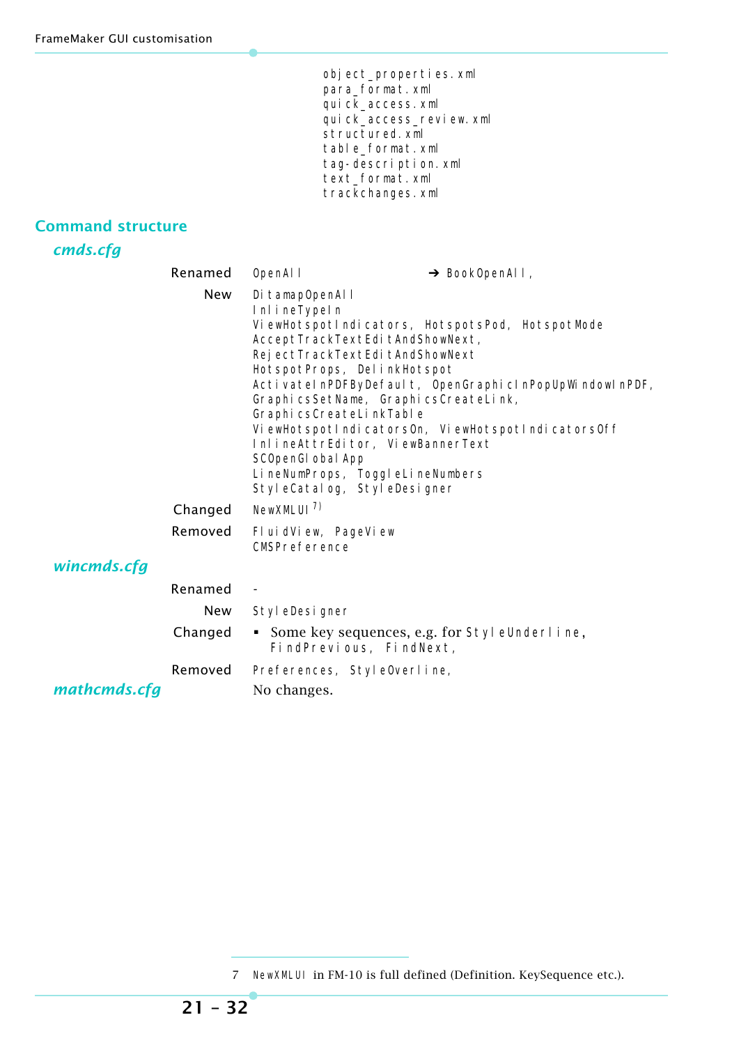object_properties.xml
para_format.xml
quick_access.xml
quick_access_review.xml
structured.xml
table_format.xml
tag-description.xml
text_format.xml
trackchanges.xml

## Command structure

### *cmds.cfg*

| | |
|---|---|
| Renamed | OpenAll ➔ BookOpenAll, |
| New | DitamapOpenAll<br>InlineTypeIn<br>ViewHotspotIndicators, HotspotsPod, HotspotMode<br>AcceptTrackTextEditAndShowNext,<br>RejectTrackTextEditAndShowNext<br>HotspotProps, DelinkHotspot<br>ActivateInPDFByDefault, OpenGraphicInPopUpWindowInPDF,<br>GraphicsSetName, GraphicsCreateLink,<br>GraphicsCreateLinkTable<br>ViewHotspotIndicatorsOn, ViewHotspotIndicatorsOff<br>InlineAttrEditor, ViewBannerText<br>SCOpenGlobalApp<br>LineNumProps, ToggleLineNumbers<br>StyleCatalog, StyleDesigner |
| Changed | NewXMLUI [7] |
| Removed | FluidView, PageView<br>CMSPreference |

### *wincmds.cfg*

| | |
|---|---|
| Renamed | - |
| New | StyleDesigner |
| Changed | ▪ Some key sequences, e.g. for StyleUnderline, FindPrevious, FindNext, |
| Removed | Preferences, StyleOverline, |

### *mathcmds.cfg*

No changes.

7 NewXMLUI in FM-10 is full defined (Definition. KeySequence etc.).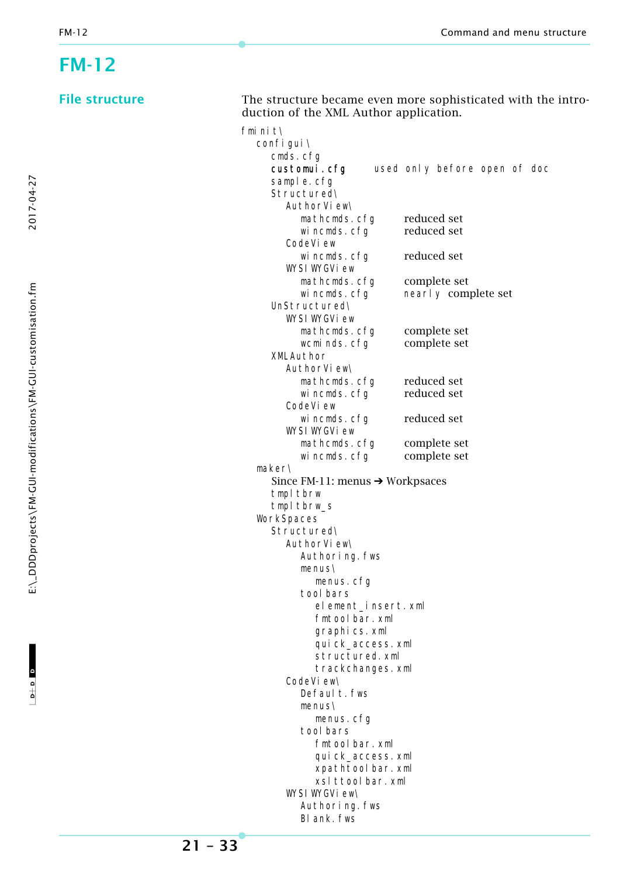# FM-12

## File structure

The structure became even more sophisticated with the introduction of the XML Author application.

```
fminit\
  configui\
    cmds.cfg
    customui.cfg      used only before open of doc
    sample.cfg
    Structured\
      AuthorView\
        mathcmds.cfg        reduced set
        wincmds.cfg         reduced set
      CodeView
        wincmds.cfg         reduced set
      WYSIWYGView
        mathcmds.cfg        complete set
        wincmds.cfg         nearly complete set
    UnStructured\
      WYSIWYGView
        mathcmds.cfg        complete set
        wcminds.cfg         complete set
    XMLAuthor
      AuthorView\
        mathcmds.cfg        reduced set
        wincmds.cfg         reduced set
      CodeView
        wincmds.cfg         reduced set
      WYSIWYGView
        mathcmds.cfg        complete set
        wincmds.cfg         complete set
  maker\
    Since FM-11: menus ➔ Workpsaces
    tmpltbrw
    tmpltbrw_s
  WorkSpaces
    Structured\
      AuthorView\
        Authoring.fws
        menus\
          menus.cfg
        toolbars
          element_insert.xml
          fmtoolbar.xml
          graphics.xml
          quick_access.xml
          structured.xml
          trackchanges.xml
      CodeView\
        Default.fws
        menus\
          menus.cfg
        toolbars
          fmtoolbar.xml
          quick_access.xml
          xpathtoolbar.xml
          xslttoolbar.xml
      WYSIWYGView\
        Authoring.fws
        Blank.fws
```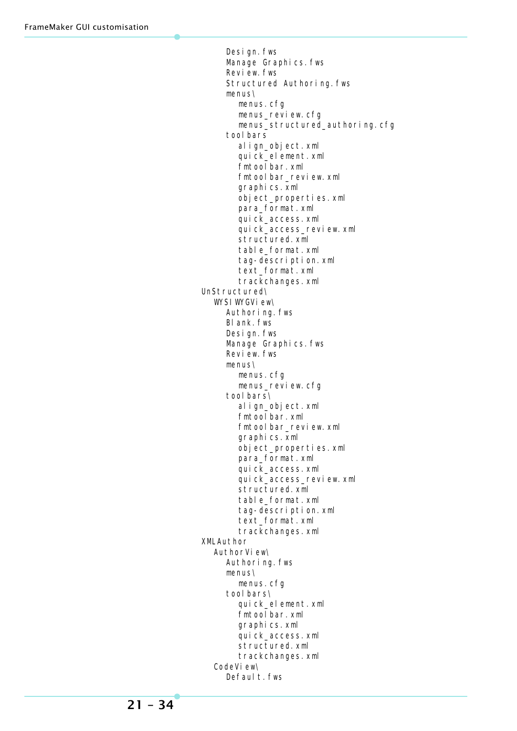```
        Design.fws
        Manage Graphics.fws
        Review.fws
        Structured Authoring.fws
        menus\
            menus.cfg
            menus_review.cfg
            menus_structured_authoring.cfg
        toolbars
            align_object.xml
            quick_element.xml
            fmtoolbar.xml
            fmtoolbar_review.xml
            graphics.xml
            object_properties.xml
            para_format.xml
            quick_access.xml
            quick_access_review.xml
            structured.xml
            table_format.xml
            tag-description.xml
            text_format.xml
            trackchanges.xml
UnStructured\
    WYSIWYGView\
        Authoring.fws
        Blank.fws
        Design.fws
        Manage Graphics.fws
        Review.fws
        menus\
            menus.cfg
            menus_review.cfg
        toolbars\
            align_object.xml
            fmtoolbar.xml
            fmtoolbar_review.xml
            graphics.xml
            object_properties.xml
            para_format.xml
            quick_access.xml
            quick_access_review.xml
            structured.xml
            table_format.xml
            tag-description.xml
            text_format.xml
            trackchanges.xml
XMLAuthor
    AuthorView\
        Authoring.fws
        menus\
            menus.cfg
        toolbars\
            quick_element.xml
            fmtoolbar.xml
            graphics.xml
            quick_access.xml
            structured.xml
            trackchanges.xml
    CodeView\
        Default.fws
```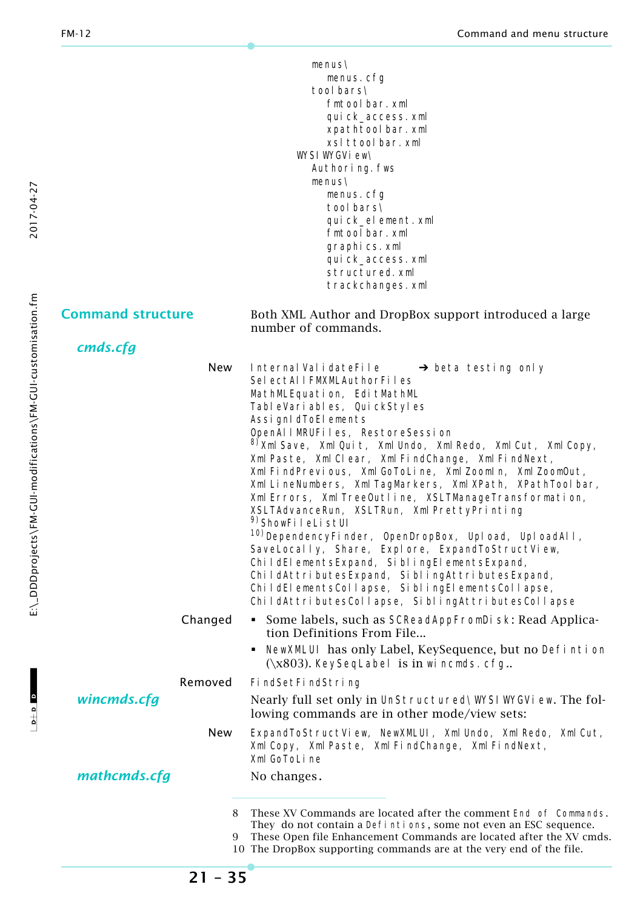```
      menus\
         menus.cfg
      toolbars\
         fmtoolbar.xml
         quick_access.xml
         xpathtoolbar.xml
         xslttoolbar.xml
   WYSIWYGView\
      Authoring.fws
      menus\
         menus.cfg
         toolbars\
         quick_element.xml
         fmtoolbar.xml
         graphics.xml
         quick_access.xml
         structured.xml
         trackchanges.xml
```

## Command structure

Both XML Author and DropBox support introduced a large number of commands.

### cmds.cfg

**New**

InternalValidateFile ➔ beta testing only
SelectAllFMXMLAuthorFiles
MathMLEquation, EditMathML
TableVariables, QuickStyles
AssignIdToElements
OpenAllMRUFiles, RestoreSession
[8] XmlSave, XmlQuit, XmlUndo, XmlRedo, XmlCut, XmlCopy, XmlPaste, XmlClear, XmlFindChange, XmlFindNext, XmlFindPrevious, XmlGoToLine, XmlZoomIn, XmlZoomOut, XmlLineNumbers, XmlTagMarkers, XmlXPath, XPathToolbar, XmlErrors, XmlTreeOutline, XSLTManageTransformation, XSLTAdvanceRun, XSLTRun, XmlPrettyPrinting
[9] ShowFileListUI
[10] DependencyFinder, OpenDropBox, Upload, UploadAll, SaveLocally, Share, Explore, ExpandToStructView, ChildElementsExpand, SiblingElementsExpand, ChildAttributesExpand, SiblingAttributesExpand, ChildElementsCollapse, SiblingElementsCollapse, ChildAttributesCollapse, SiblingAttributesCollapse

**Changed**

- Some labels, such as SCReadAppFromDisk: Read Application Definitions From File...
- NewXMLUI has only Label, KeySequence, but no Defintion (\x803). KeySeqLabel is in wincmds.cfg..

**Removed**

FindSetFindString

### wincmds.cfg

Nearly full set only in UnStructured\WYSIWYGView. The following commands are in other mode/view sets:

**New**

ExpandToStructView, NewXMLUI, XmlUndo, XmlRedo, XmlCut, XmlCopy, XmlPaste, XmlFindChange, XmlFindNext, XmlGoToLine

### mathcmds.cfg

No changes.

---

8 These XV Commands are located after the comment End of Commands. They do not contain a Defintions, some not even an ESC sequence.
9 These Open file Enhancement Commands are located after the XV cmds.
10 The DropBox supporting commands are at the very end of the file.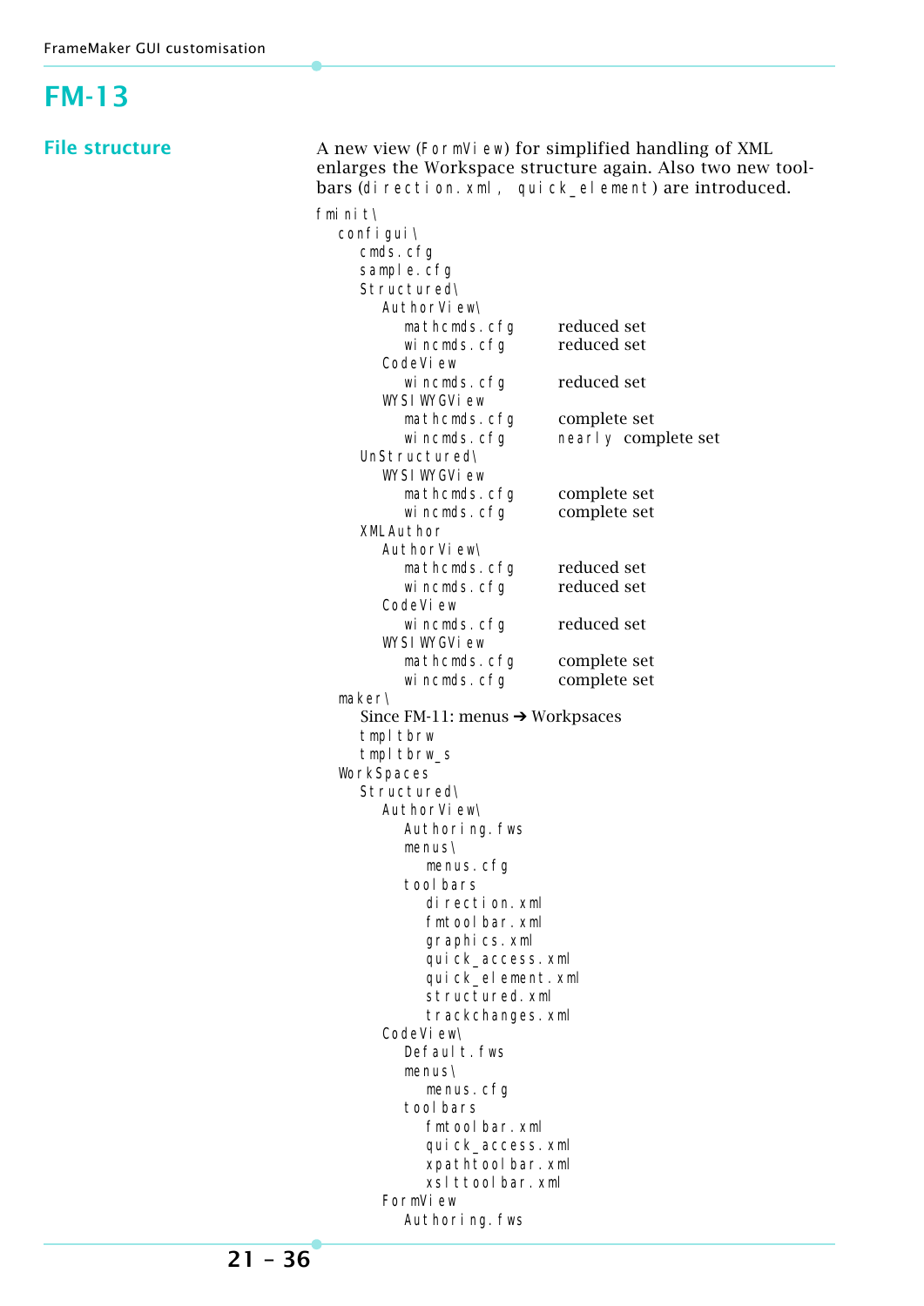# FM-13

## File structure

A new view (FormView) for simplified handling of XML enlarges the Workspace structure again. Also two new toolbars (direction.xml, quick_element) are introduced.

```
fminit\
  configui\
    cmds.cfg
    sample.cfg
    Structured\
      AuthorView\
        mathcmds.cfg        reduced set
        wincmds.cfg         reduced set
      CodeView
        wincmds.cfg         reduced set
      WYSIWYGView
        mathcmds.cfg        complete set
        wincmds.cfg         nearly complete set
    UnStructured\
      WYSIWYGView
        mathcmds.cfg        complete set
        wincmds.cfg         complete set
    XMLAuthor
      AuthorView\
        mathcmds.cfg        reduced set
        wincmds.cfg         reduced set
      CodeView
        wincmds.cfg         reduced set
      WYSIWYGView
        mathcmds.cfg        complete set
        wincmds.cfg         complete set
  maker\
    Since FM-11: menus ➔ Workpsaces
    tmpltbrw
    tmpltbrw_s
  WorkSpaces
    Structured\
      AuthorView\
        Authoring.fws
        menus\
          menus.cfg
        toolbars
          direction.xml
          fmtoolbar.xml
          graphics.xml
          quick_access.xml
          quick_element.xml
          structured.xml
          trackchanges.xml
      CodeView\
        Default.fws
        menus\
          menus.cfg
        toolbars
          fmtoolbar.xml
          quick_access.xml
          xpathtoolbar.xml
          xslttoolbar.xml
      FormView
        Authoring.fws
```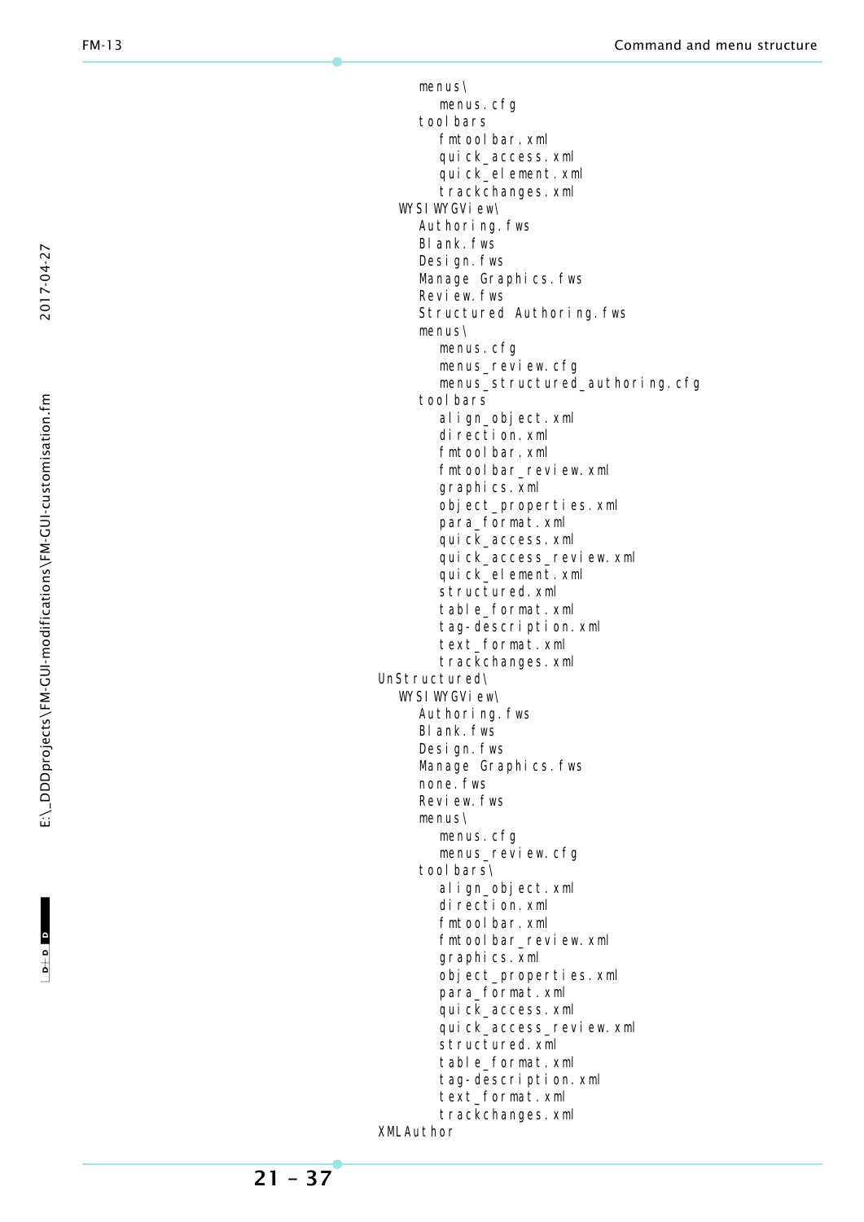```
      menus\
         menus.cfg
      toolbars
         fmtoolbar.xml
         quick_access.xml
         quick_element.xml
         trackchanges.xml
   WYSIWYGView\
      Authoring.fws
      Blank.fws
      Design.fws
      Manage Graphics.fws
      Review.fws
      Structured Authoring.fws
      menus\
         menus.cfg
         menus_review.cfg
         menus_structured_authoring.cfg
      toolbars
         align_object.xml
         direction.xml
         fmtoolbar.xml
         fmtoolbar_review.xml
         graphics.xml
         object_properties.xml
         para_format.xml
         quick_access.xml
         quick_access_review.xml
         quick_element.xml
         structured.xml
         table_format.xml
         tag-description.xml
         text_format.xml
         trackchanges.xml
UnStructured\
   WYSIWYGView\
      Authoring.fws
      Blank.fws
      Design.fws
      Manage Graphics.fws
      none.fws
      Review.fws
      menus\
         menus.cfg
         menus_review.cfg
      toolbars\
         align_object.xml
         direction.xml
         fmtoolbar.xml
         fmtoolbar_review.xml
         graphics.xml
         object_properties.xml
         para_format.xml
         quick_access.xml
         quick_access_review.xml
         structured.xml
         table_format.xml
         tag-description.xml
         text_format.xml
         trackchanges.xml
XMLAuthor
```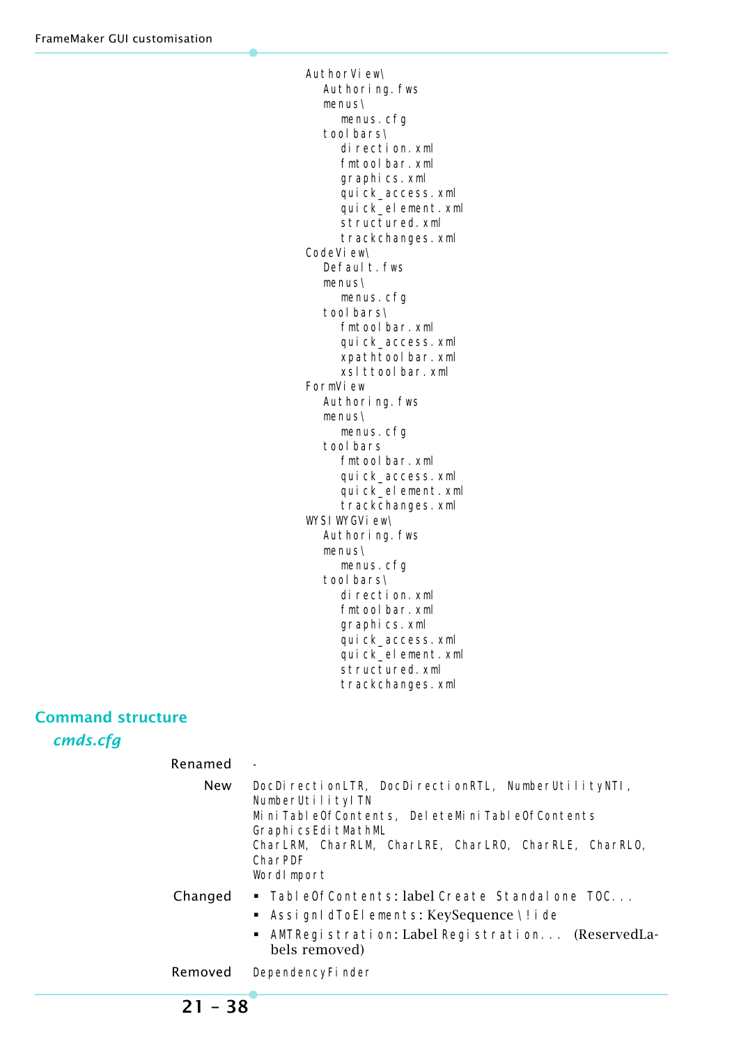```
AuthorView\
   Authoring.fws
   menus\
      menus.cfg
   toolbars\
      direction.xml
      fmtoolbar.xml
      graphics.xml
      quick_access.xml
      quick_element.xml
      structured.xml
      trackchanges.xml
CodeView\
   Default.fws
   menus\
      menus.cfg
   toolbars\
      fmtoolbar.xml
      quick_access.xml
      xpathtoolbar.xml
      xslttoolbar.xml
FormView
   Authoring.fws
   menus\
      menus.cfg
   toolbars
      fmtoolbar.xml
      quick_access.xml
      quick_element.xml
      trackchanges.xml
WYSIWYGView\
   Authoring.fws
   menus\
      menus.cfg
   toolbars\
      direction.xml
      fmtoolbar.xml
      graphics.xml
      quick_access.xml
      quick_element.xml
      structured.xml
      trackchanges.xml
```

## Command structure

### *cmds.cfg*

| | |
|---|---|
| Renamed | - |
| New | `DocDirectionLTR`, `DocDirectionRTL`, `NumberUtilityNTI`, `NumberUtilityITN`<br>`MiniTableOfContents`, `DeleteMiniTableOfContents`<br>`GraphicsEditMathML`<br>`CharLRM`, `CharRLM`, `CharLRE`, `CharLRO`, `CharRLE`, `CharRLO`, `CharPDF`<br>`WordImport` |
| Changed | ▪ `TableOfContents`: label `Create Standalone TOC...`<br>▪ `AssignIdToElements`: KeySequence `\!ide`<br>▪ `AMTRegistration`: Label `Registration...` (ReservedLabels removed) |
| Removed | `DependencyFinder` |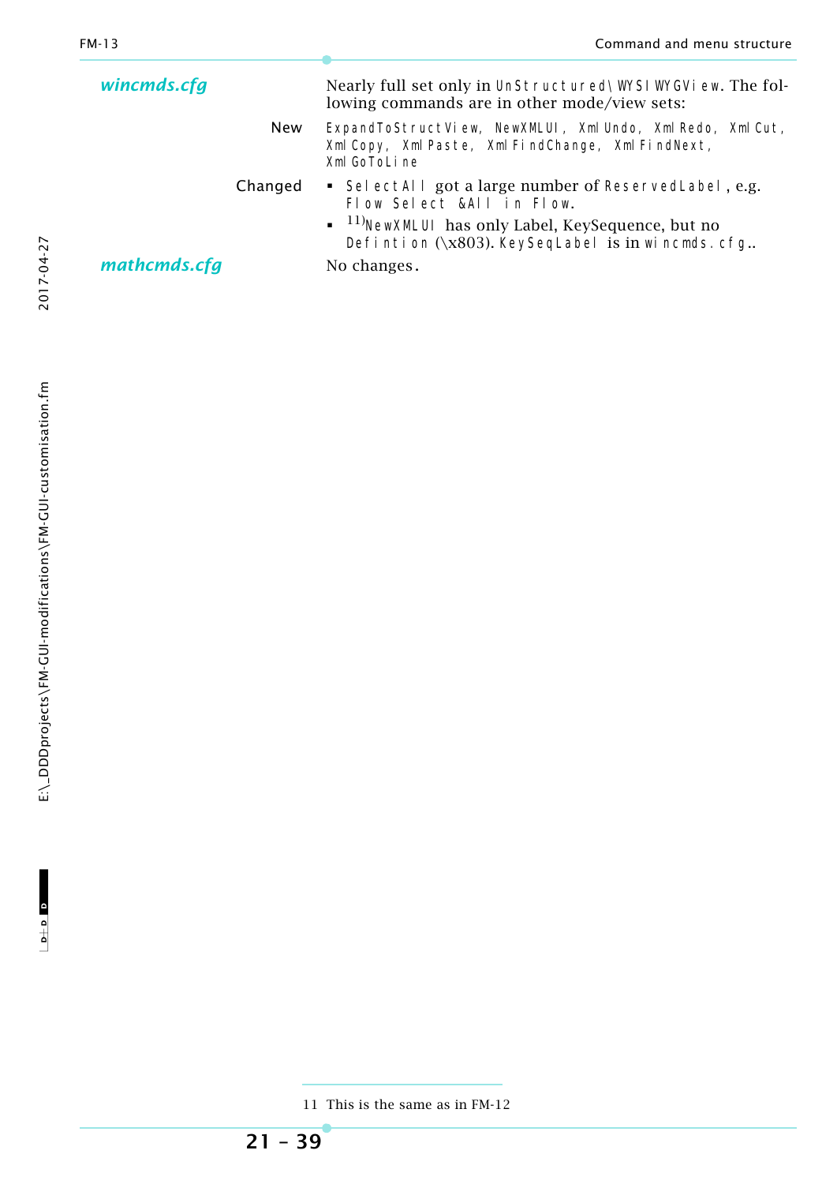## wincmds.cfg

Nearly full set only in UnStructured\WYSIWYGView. The following commands are in other mode/view sets:

**New**

ExpandToStructView, NewXMLUI, XmlUndo, XmlRedo, XmlCut, XmlCopy, XmlPaste, XmlFindChange, XmlFindNext, XmlGoToLine

**Changed**

- SelectAll got a large number of ReservedLabel, e.g. Flow Select &All in Flow.
- [11]NewXMLUI has only Label, KeySequence, but no Defintion (\x803). KeySeqLabel is in wincmds.cfg..

## mathcmds.cfg

No changes.

11 This is the same as in FM-12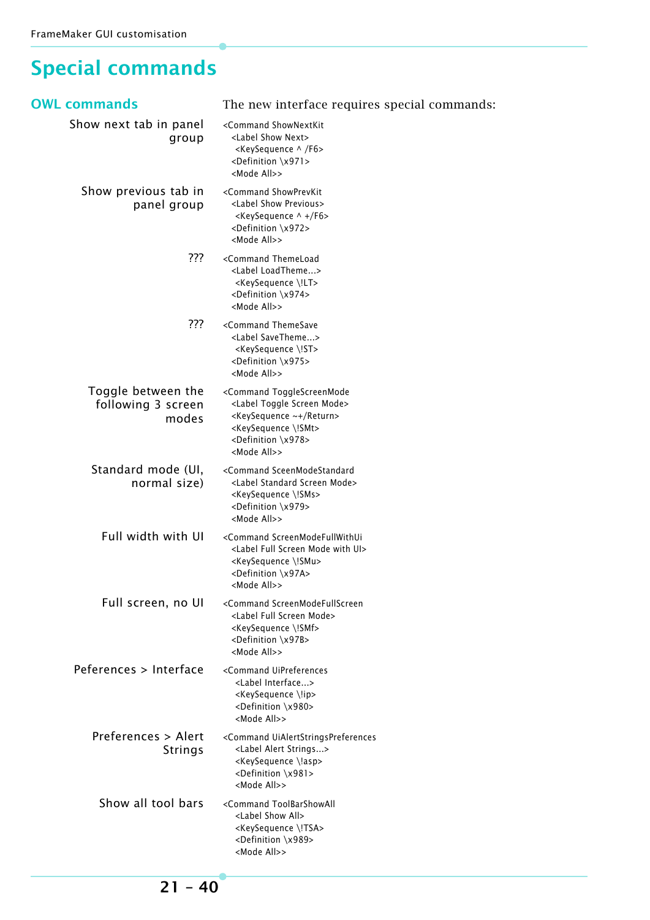# Special commands

## OWL commands

The new interface requires special commands:

**Show next tab in panel group**

```
<Command ShowNextKit
  <Label Show Next>
   <KeySequence ^ /F6>
  <Definition \x971>
  <Mode All>>
```

**Show previous tab in panel group**

```
<Command ShowPrevKit
  <Label Show Previous>
   <KeySequence ^ +/F6>
  <Definition \x972>
  <Mode All>>
```

**???**

```
<Command ThemeLoad
  <Label LoadTheme...>
   <KeySequence \!LT>
  <Definition \x974>
  <Mode All>>
```

**???**

```
<Command ThemeSave
  <Label SaveTheme...>
   <KeySequence \!ST>
  <Definition \x975>
  <Mode All>>
```

**Toggle between the following 3 screen modes**

```
<Command ToggleScreenMode
  <Label Toggle Screen Mode>
  <KeySequence ~+/Return>
  <KeySequence \!SMt>
  <Definition \x978>
  <Mode All>>
```

**Standard mode (UI, normal size)**

```
<Command SceenModeStandard
  <Label Standard Screen Mode>
  <KeySequence \!SMs>
  <Definition \x979>
  <Mode All>>
```

**Full width with UI**

```
<Command ScreenModeFullWithUi
  <Label Full Screen Mode with UI>
  <KeySequence \!SMu>
  <Definition \x97A>
  <Mode All>>
```

**Full screen, no UI**

```
<Command ScreenModeFullScreen
  <Label Full Screen Mode>
  <KeySequence \!SMf>
  <Definition \x97B>
  <Mode All>>
```

**Peferences > Interface**

```
<Command UiPreferences
   <Label Interface...>
   <KeySequence \!ip>
   <Definition \x980>
   <Mode All>>
```

**Preferences > Alert Strings**

```
<Command UiAlertStringsPreferences
   <Label Alert Strings...>
   <KeySequence \!asp>
   <Definition \x981>
   <Mode All>>
```

**Show all tool bars**

```
<Command ToolBarShowAll
   <Label Show All>
   <KeySequence \!TSA>
   <Definition \x989>
   <Mode All>>
```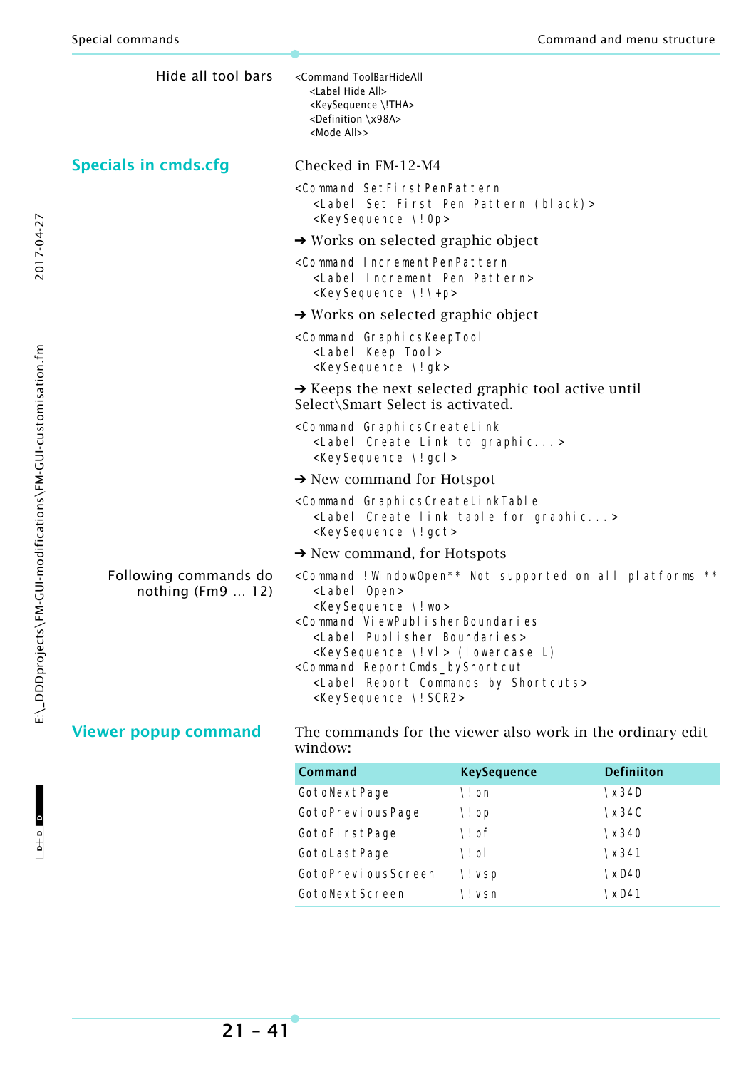Hide all tool bars

```
<Command ToolBarHideAll
   <Label Hide All>
   <KeySequence \!THA>
   <Definition \x98A>
   <Mode All>>
```

## Specials in cmds.cfg

Checked in FM-12-M4

```
<Command SetFirstPenPattern
   <Label Set First Pen Pattern (black)>
   <KeySequence \!0p>
```

➔ Works on selected graphic object

```
<Command IncrementPenPattern
   <Label Increment Pen Pattern>
   <KeySequence \!\+p>
```

➔ Works on selected graphic object

```
<Command GraphicsKeepTool
   <Label Keep Tool>
   <KeySequence \!gk>
```

➔ Keeps the next selected graphic tool active until Select\Smart Select is activated.

```
<Command GraphicsCreateLink
   <Label Create Link to graphic...>
   <KeySequence \!gcl>
```

➔ New command for Hotspot

```
<Command GraphicsCreateLinkTable
   <Label Create link table for graphic...>
   <KeySequence \!gct>
```

➔ New command, for Hotspots

Following commands do nothing (Fm9 ... 12)

```
<Command !WindowOpen** Not supported on all platforms **
   <Label Open>
   <KeySequence \!wo>
<Command ViewPublisherBoundaries
   <Label Publisher Boundaries>
   <KeySequence \!vl> (lowercase L)
<Command ReportCmds_byShortcut
   <Label Report Commands by Shortcuts>
   <KeySequence \!SCR2>
```

## Viewer popup command

The commands for the viewer also work in the ordinary edit window:

| Command | KeySequence | Definiiton |
|---|---|---|
| GotoNextPage | \!pn | \x34D |
| GotoPreviousPage | \!pp | \x34C |
| GotoFirstPage | \!pf | \x340 |
| GotoLastPage | \!pl | \x341 |
| GotoPreviousScreen | \!vsp | \xD40 |
| GotoNextScreen | \!vsn | \xD41 |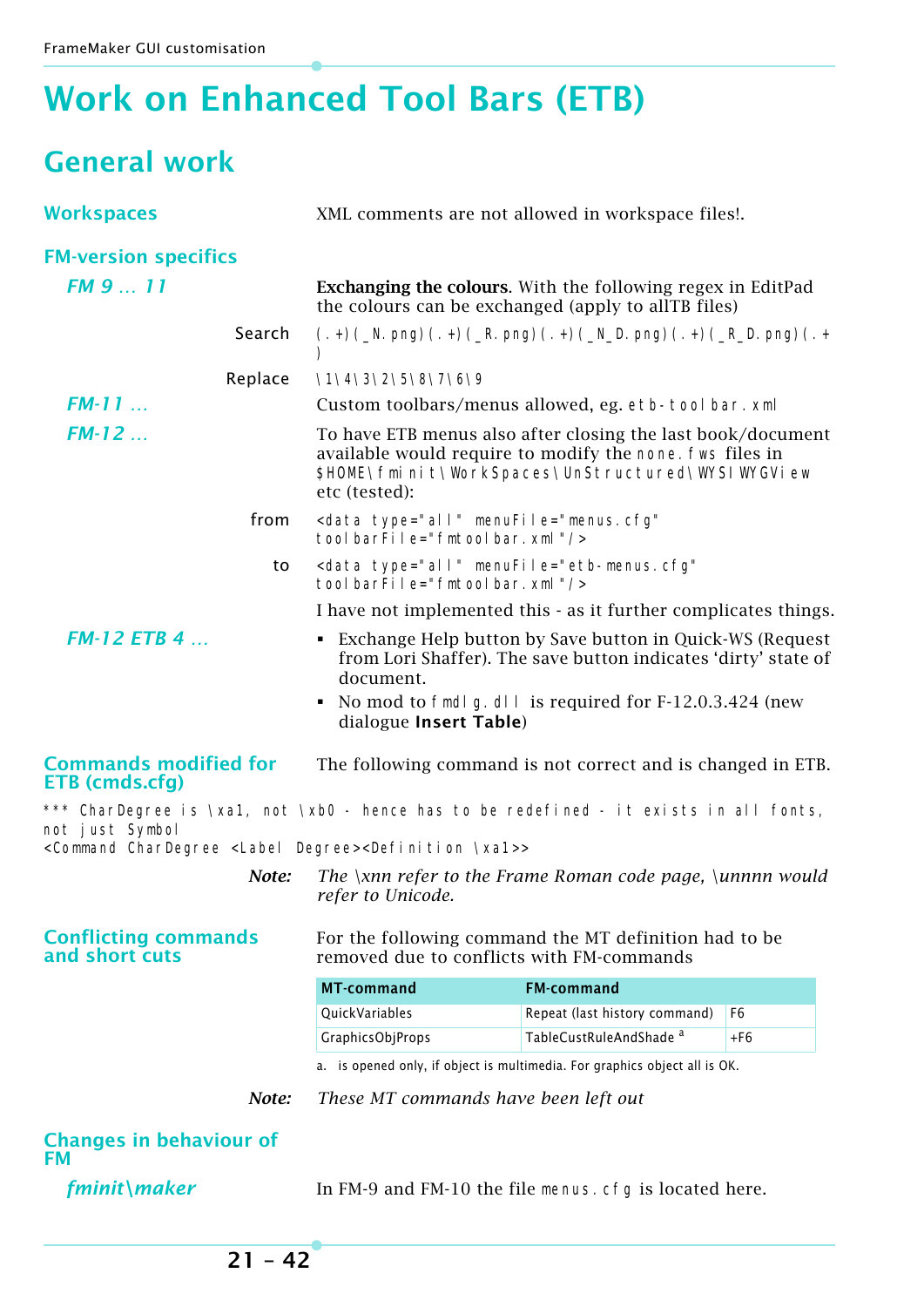# Work on Enhanced Tool Bars (ETB)

## General work

### Workspaces

XML comments are not allowed in workspace files!.

### FM-version specifics

#### *FM 9 ... 11*

**Exchanging the colours**. With the following regex in EditPad the colours can be exchanged (apply to allTB files)

Search `(.+)(_N.png)(.+)(_R.png)(.+)(_N_D.png)(.+)(_R_D.png)(.+)`

Replace `\1\4\3\2\5\8\7\6\9`

#### *FM-11 ...*

Custom toolbars/menus allowed, eg. `etb-toolbar.xml`

#### *FM-12 ...*

To have ETB menus also after closing the last book/document available would require to modify the `none.fws` files in `$HOME\fminit\WorkSpaces\UnStructured\WYSIWYGView` etc (tested):

from
```
<data type="all" menuFile="menus.cfg"
toolbarFile="fmtoolbar.xml"/>
```

to
```
<data type="all" menuFile="etb-menus.cfg"
toolbarFile="fmtoolbar.xml"/>
```

I have not implemented this - as it further complicates things.

#### *FM-12 ETB 4 ...*

- Exchange Help button by Save button in Quick-WS (Request from Lori Shaffer). The save button indicates 'dirty' state of document.
- No mod to `fmdlg.dll` is required for F-12.0.3.424 (new dialogue **Insert Table**)

### Commands modified for ETB (cmds.cfg)

The following command is not correct and is changed in ETB.

```
*** CharDegree is \xa1, not \xb0 - hence has to be redefined - it exists in all fonts,
not just Symbol
<Command CharDegree <Label Degree><Definition \xa1>>
```

*Note:* *The \xnn refer to the Frame Roman code page, \unnnn would refer to Unicode.*

### Conflicting commands and short cuts

For the following command the MT definition had to be removed due to conflicts with FM-commands

| MT-command | FM-command | |
|---|---|---|
| QuickVariables | Repeat (last history command) | F6 |
| GraphicsObjProps | TableCustRuleAndShade [a] | +F6 |

a. is opened only, if object is multimedia. For graphics object all is OK.

*Note:* *These MT commands have been left out*

### Changes in behaviour of FM

#### *fminit\maker*

In FM-9 and FM-10 the file `menus.cfg` is located here.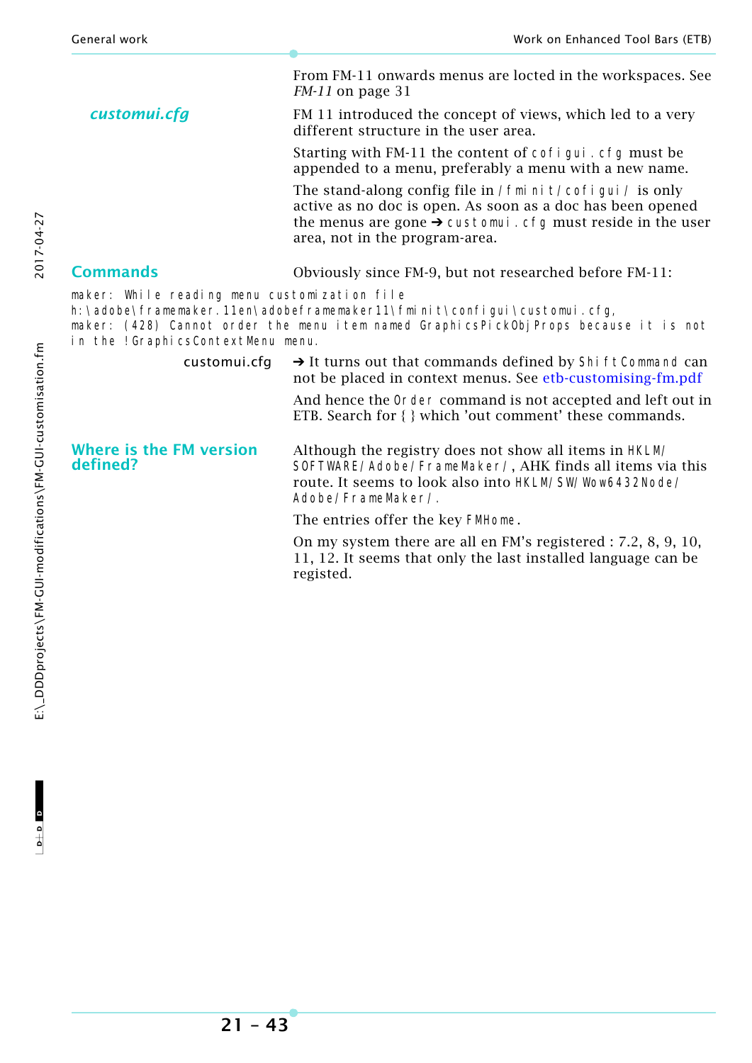From FM-11 onwards menus are locted in the workspaces. See *FM-11* on page 31

## *customui.cfg*

FM 11 introduced the concept of views, which led to a very different structure in the user area.

Starting with FM-11 the content of `cofigui.cfg` must be appended to a menu, preferably a menu with a new name.

The stand-along config file in `/fminit/cofigui/` is only active as no doc is open. As soon as a doc has been opened the menus are gone ➔ `customui.cfg` must reside in the user area, not in the program-area.

## Commands

Obviously since FM-9, but not researched before FM-11:

```
maker: While reading menu customization file
h:\adobe\framemaker.11en\adobeframemaker11\fminit\configui\customui.cfg,
maker: (428) Cannot order the menu item named GraphicsPickObjProps because it is not
in the !GraphicsContextMenu menu.
```

customui.cfg

➔ It turns out that commands defined by `ShiftCommand` can not be placed in context menus. See etb-customising-fm.pdf

And hence the `Order` command is not accepted and left out in ETB. Search for { } which 'out comment' these commands.

## Where is the FM version defined?

Although the registry does not show all items in `HKLM/SOFTWARE/Adobe/FrameMaker/`, AHK finds all items via this route. It seems to look also into `HKLM/SW/Wow6432Node/Adobe/FrameMaker/`.

The entries offer the key `FMHome`.

On my system there are all en FM's registered : 7.2, 8, 9, 10, 11, 12. It seems that only the last installed language can be registed.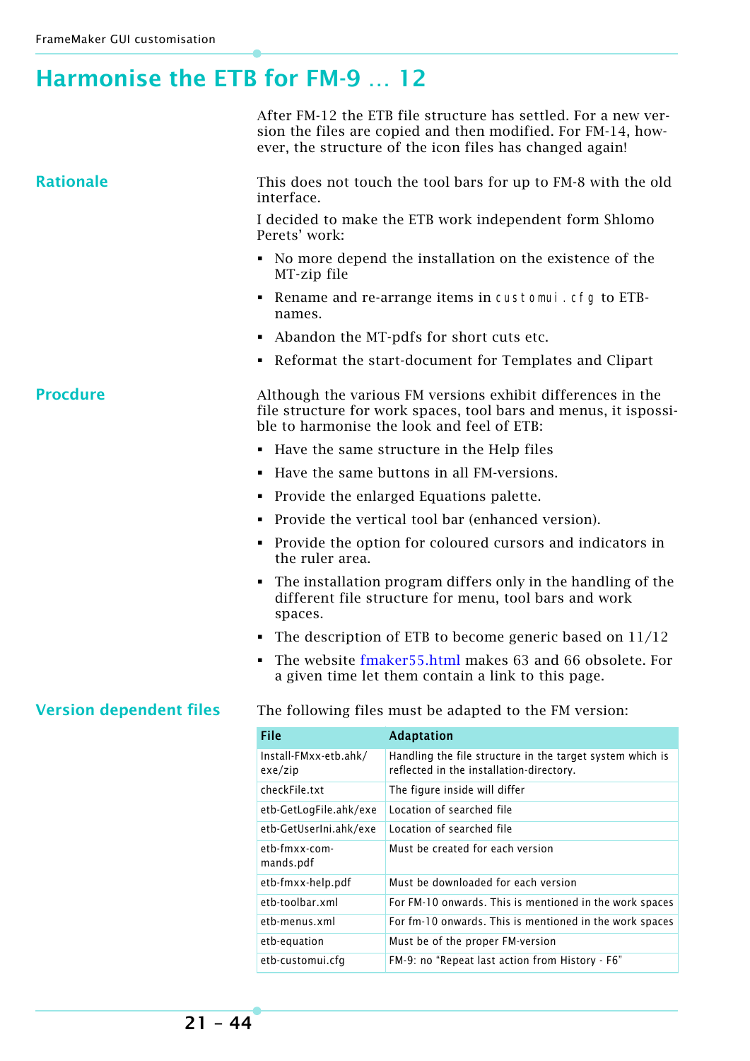# Harmonise the ETB for FM-9 … 12

After FM-12 the ETB file structure has settled. For a new version the files are copied and then modified. For FM-14, however, the structure of the icon files has changed again!

## Rationale

This does not touch the tool bars for up to FM-8 with the old interface.

I decided to make the ETB work independent form Shlomo Perets' work:

- No more depend the installation on the existence of the MT-zip file
- Rename and re-arrange items in `customui.cfg` to ETB-names.
- Abandon the MT-pdfs for short cuts etc.
- Reformat the start-document for Templates and Clipart

## Procdure

Although the various FM versions exhibit differences in the file structure for work spaces, tool bars and menus, it ispossible to harmonise the look and feel of ETB:

- Have the same structure in the Help files
- Have the same buttons in all FM-versions.
- Provide the enlarged Equations palette.
- Provide the vertical tool bar (enhanced version).
- Provide the option for coloured cursors and indicators in the ruler area.
- The installation program differs only in the handling of the different file structure for menu, tool bars and work spaces.
- The description of ETB to become generic based on 11/12
- The website fmaker55.html makes 63 and 66 obsolete. For a given time let them contain a link to this page.

## Version dependent files

The following files must be adapted to the FM version:

| File | Adaptation |
|---|---|
| Install-FMxx-etb.ahk/exe/zip | Handling the file structure in the target system which is reflected in the installation-directory. |
| checkFile.txt | The figure inside will differ |
| etb-GetLogFile.ahk/exe | Location of searched file |
| etb-GetUserIni.ahk/exe | Location of searched file |
| etb-fmxx-commands.pdf | Must be created for each version |
| etb-fmxx-help.pdf | Must be downloaded for each version |
| etb-toolbar.xml | For FM-10 onwards. This is mentioned in the work spaces |
| etb-menus.xml | For fm-10 onwards. This is mentioned in the work spaces |
| etb-equation | Must be of the proper FM-version |
| etb-customui.cfg | FM-9: no "Repeat last action from History - F6" |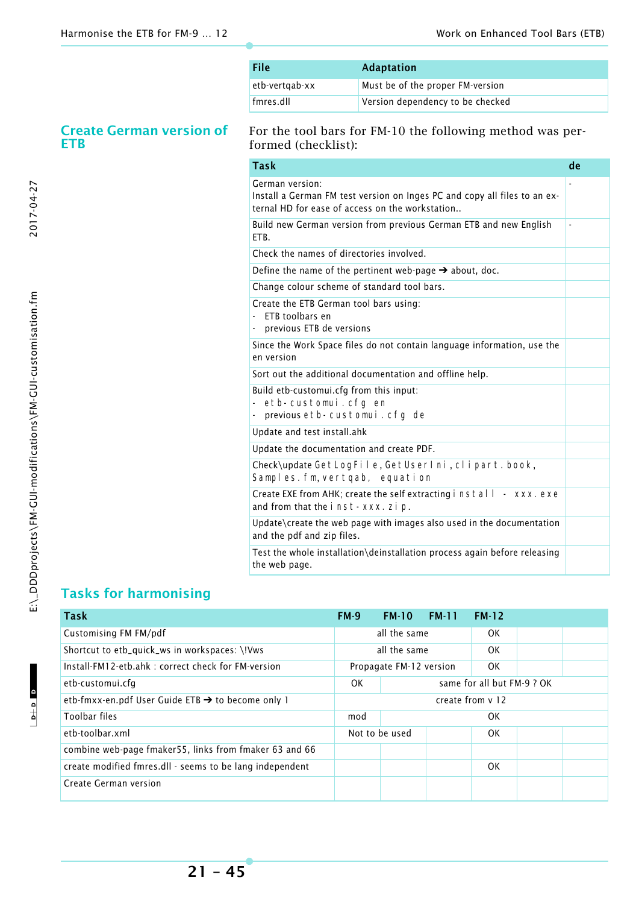| File | Adaptation |
|---|---|
| etb-vertqab-xx | Must be of the proper FM-version |
| fmres.dll | Version dependency to be checked |

## Create German version of ETB

For the tool bars for FM-10 the following method was performed (checklist):

| Task | de |
|---|---|
| German version:<br>Install a German FM test version on Inges PC and copy all files to an external HD for ease of access on the workstation.. | - |
| Build new German version from previous German ETB and new English ETB. | - |
| Check the names of directories involved. | |
| Define the name of the pertinent web-page ➔ about, doc. | |
| Change colour scheme of standard tool bars. | |
| Create the ETB German tool bars using:<br>- ETB toolbars en<br>- previous ETB de versions | |
| Since the Work Space files do not contain language information, use the en version | |
| Sort out the additional documentation and offline help. | |
| Build etb-customui.cfg from this input:<br>- etb-customui.cfg en<br>- previous etb-customui.cfg de | |
| Update and test install.ahk | |
| Update the documentation and create PDF. | |
| Check\update GetLogFile, GetUserIni, clipart.book, Samples.fm, vertqab, equation | |
| Create EXE from AHK; create the self extracting install - xxx.exe and from that the inst-xxx.zip. | |
| Update\create the web page with images also used in the documentation and the pdf and zip files. | |
| Test the whole installation\deinstallation process again before releasing the web page. | |

## Tasks for harmonising

| Task | FM-9 | FM-10 | FM-11 | FM-12 | | |
|---|---|---|---|---|---|---|
| Customising FM FM/pdf | all the same | | | OK | | |
| Shortcut to etb_quick_ws in workspaces: \!Vws | all the same | | | OK | | |
| Install-FM12-etb.ahk : correct check for FM-version | Propagate FM-12 version | | | OK | | |
| etb-customui.cfg | OK | same for all but FM-9 ? OK | | | | |
| etb-fmxx-en.pdf User Guide ETB ➔ to become only 1 | create from v 12 | | | | | |
| Toolbar files | mod | | | OK | | |
| etb-toolbar.xml | Not to be used | | | OK | | |
| combine web-page fmaker55, links from fmaker 63 and 66 | | | | | | |
| create modified fmres.dll - seems to be lang independent | | | | OK | | |
| Create German version | | | | | | |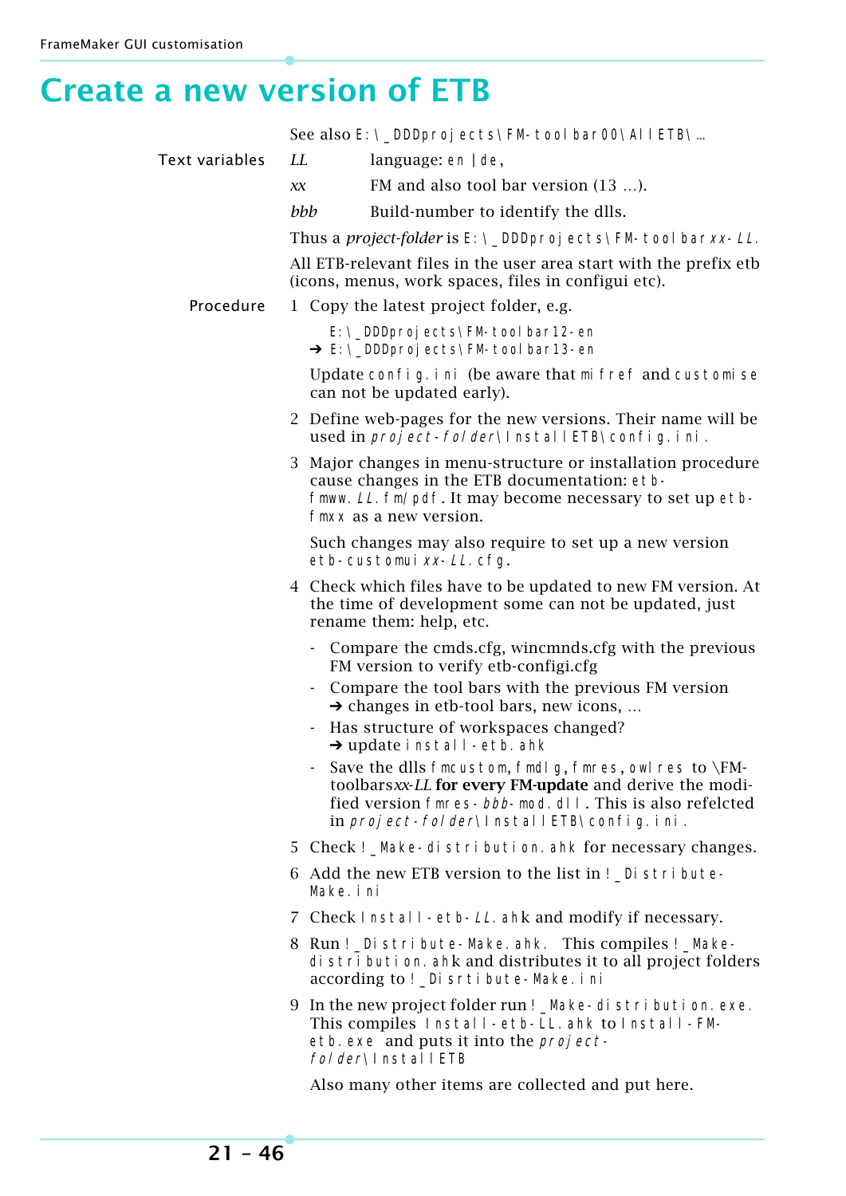# Create a new version of ETB

See also `E:\_DDDprojects\FM-toolbar00\AllETB\...`

**Text variables**

| | |
|---|---|
| *LL* | language: `en | de`, |
| *xx* | FM and also tool bar version (13 ...). |
| *bbb* | Build-number to identify the dlls. |

Thus a *project-folder* is `E:\_DDDprojects\FM-toolbarxx-LL`.

All ETB-relevant files in the user area start with the prefix etb (icons, menus, work spaces, files in configui etc).

**Procedure**

1. Copy the latest project folder, e.g.

   `E:\_DDDprojects\FM-toolbar12-en`  
   ➔ `E:\_DDDprojects\FM-toolbar13-en`

   Update `config.ini` (be aware that `miffref` and `customise` can not be updated early).

2. Define web-pages for the new versions. Their name will be used in `project-folder\InstallETB\config.ini`.

3. Major changes in menu-structure or installation procedure cause changes in the ETB documentation: `etb-fmww.LL.fm/pdf`. It may become necessary to set up `etb-fmxx` as a new version.

   Such changes may also require to set up a new version `etb-customuixx-LL.cfg`.

4. Check which files have to be updated to new FM version. At the time of development some can not be updated, just rename them: help, etc.
   - Compare the cmds.cfg, wincmnds.cfg with the previous FM version to verify etb-configi.cfg
   - Compare the tool bars with the previous FM version ➔ changes in etb-tool bars, new icons, ...
   - Has structure of workspaces changed? ➔ update `install-etb.ahk`
   - Save the dlls `fmcustom`, `fmdlg`, `fmres`, `owlres` to \FM-toolbars*xx-LL* **for every FM-update** and derive the modified version `fmres-bbb-mod.dll`. This is also refelcted in `project-folder\InstallETB\config.ini`.

5. Check `!_Make-distribution.ahk` for necessary changes.

6. Add the new ETB version to the list in `!_Distribute-Make.ini`

7. Check `Install-etb-LL.ahk` and modify if necessary.

8. Run `!_Distribute-Make.ahk`. This compiles `!_Make-distribution.ahk` and distributes it to all project folders according to `!_Disrtibute-Make.ini`

9. In the new project folder run `!_Make-distribution.exe`. This compiles `Install-etb-LL.ahk` to `Install-FM-etb.exe` and puts it into the `project-folder\InstallETB`

   Also many other items are collected and put here.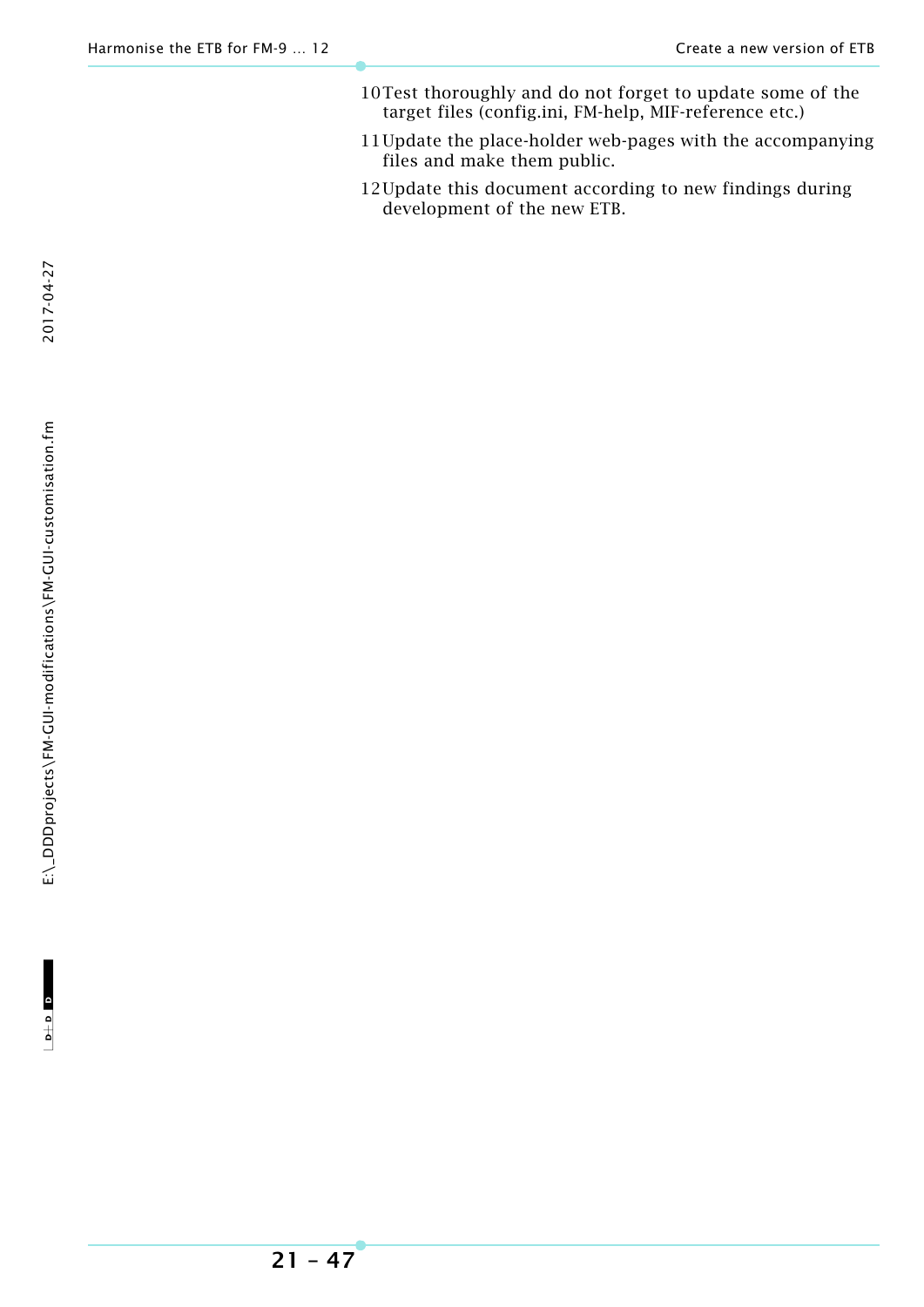10. Test thoroughly and do not forget to update some of the target files (config.ini, FM-help, MIF-reference etc.)
11. Update the place-holder web-pages with the accompanying files and make them public.
12. Update this document according to new findings during development of the new ETB.